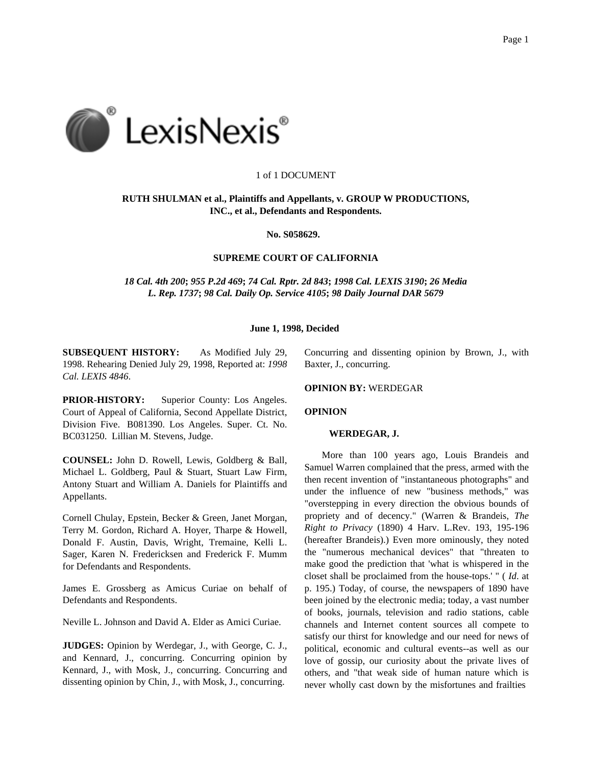1 of 1 DOCUMENT

**RUTH SHULMAN et al., Plaintiffs and Appellants, v. GROUP W PRODUCTIONS, INC., et al., Defendants and Respondents.**

**No. S058629.**

**SUPREME COURT OF CALIFORNIA**

***18 Cal. 4th 200*; *955 P.2d 469*; *74 Cal. Rptr. 2d 843*; *1998 Cal. LEXIS 3190*; *26 Media L. Rep. 1737*; *98 Cal. Daily Op. Service 4105*; *98 Daily Journal DAR 5679***

**June 1, 1998, Decided**

**SUBSEQUENT HISTORY:** As Modified July 29, 1998. Rehearing Denied July 29, 1998, Reported at: *1998 Cal. LEXIS 4846*.

**PRIOR-HISTORY:** Superior County: Los Angeles. Court of Appeal of California, Second Appellate District, Division Five. B081390. Los Angeles. Super. Ct. No. BC031250. Lillian M. Stevens, Judge.

**COUNSEL:** John D. Rowell, Lewis, Goldberg & Ball, Michael L. Goldberg, Paul & Stuart, Stuart Law Firm, Antony Stuart and William A. Daniels for Plaintiffs and Appellants.

Cornell Chulay, Epstein, Becker & Green, Janet Morgan, Terry M. Gordon, Richard A. Hoyer, Tharpe & Howell, Donald F. Austin, Davis, Wright, Tremaine, Kelli L. Sager, Karen N. Fredericksen and Frederick F. Mumm for Defendants and Respondents.

James E. Grossberg as Amicus Curiae on behalf of Defendants and Respondents.

Neville L. Johnson and David A. Elder as Amici Curiae.

**JUDGES:** Opinion by Werdegar, J., with George, C. J., and Kennard, J., concurring. Concurring opinion by Kennard, J., with Mosk, J., concurring. Concurring and dissenting opinion by Chin, J., with Mosk, J., concurring. Concurring and dissenting opinion by Brown, J., with Baxter, J., concurring.

**OPINION BY:** WERDEGAR

**OPINION**

**WERDEGAR, J.**

More than 100 years ago, Louis Brandeis and Samuel Warren complained that the press, armed with the then recent invention of "instantaneous photographs" and under the influence of new "business methods," was "overstepping in every direction the obvious bounds of propriety and of decency." (Warren & Brandeis, *The Right to Privacy* (1890) 4 Harv. L.Rev. 193, 195-196 (hereafter Brandeis).) Even more ominously, they noted the "numerous mechanical devices" that "threaten to make good the prediction that 'what is whispered in the closet shall be proclaimed from the house-tops.' " ( *Id*. at p. 195.) Today, of course, the newspapers of 1890 have been joined by the electronic media; today, a vast number of books, journals, television and radio stations, cable channels and Internet content sources all compete to satisfy our thirst for knowledge and our need for news of political, economic and cultural events--as well as our love of gossip, our curiosity about the private lives of others, and "that weak side of human nature which is never wholly cast down by the misfortunes and frailties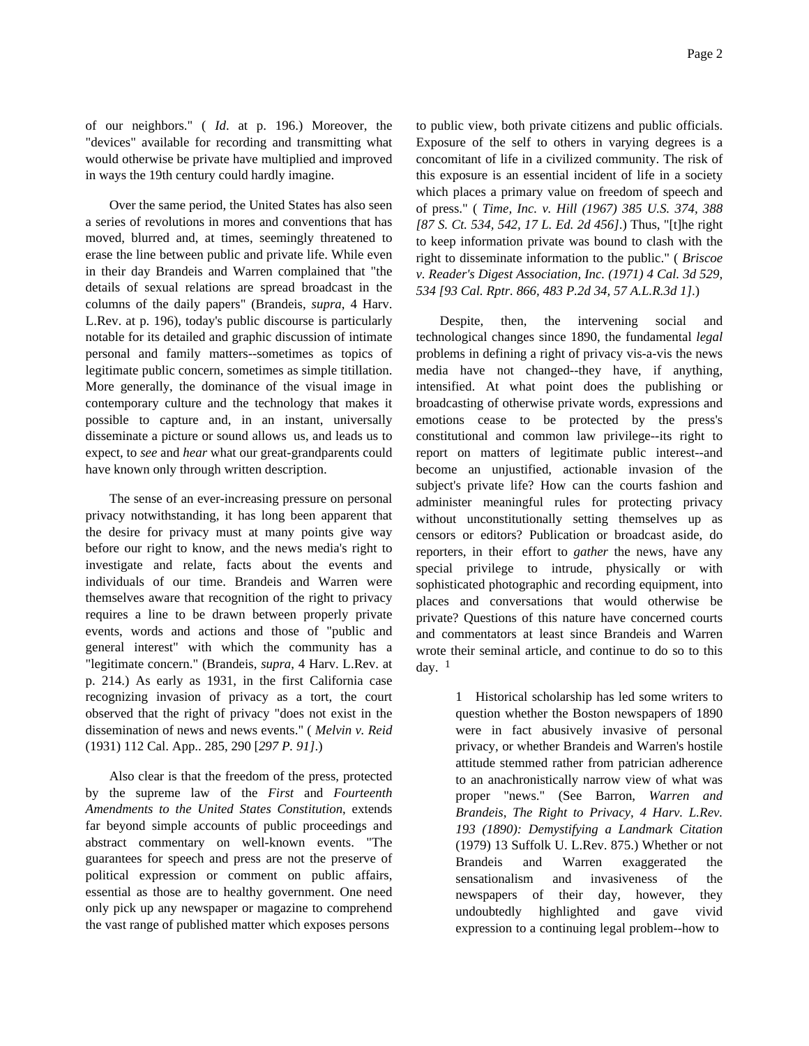of our neighbors." ( *Id*. at p. 196.) Moreover, the "devices" available for recording and transmitting what would otherwise be private have multiplied and improved in ways the 19th century could hardly imagine.

Over the same period, the United States has also seen a series of revolutions in mores and conventions that has moved, blurred and, at times, seemingly threatened to erase the line between public and private life. While even in their day Brandeis and Warren complained that "the details of sexual relations are spread broadcast in the columns of the daily papers" (Brandeis, *supra*, 4 Harv. L.Rev. at p. 196), today's public discourse is particularly notable for its detailed and graphic discussion of intimate personal and family matters--sometimes as topics of legitimate public concern, sometimes as simple titillation. More generally, the dominance of the visual image in contemporary culture and the technology that makes it possible to capture and, in an instant, universally disseminate a picture or sound allows us, and leads us to expect, to *see* and *hear* what our great-grandparents could have known only through written description.

The sense of an ever-increasing pressure on personal privacy notwithstanding, it has long been apparent that the desire for privacy must at many points give way before our right to know, and the news media's right to investigate and relate, facts about the events and individuals of our time. Brandeis and Warren were themselves aware that recognition of the right to privacy requires a line to be drawn between properly private events, words and actions and those of "public and general interest" with which the community has a "legitimate concern." (Brandeis, *supra,* 4 Harv. L.Rev. at p. 214.) As early as 1931, in the first California case recognizing invasion of privacy as a tort, the court observed that the right of privacy "does not exist in the dissemination of news and news events." ( *Melvin v. Reid* (1931) 112 Cal. App.. 285, 290 [*297 P. 91]*.)

Also clear is that the freedom of the press, protected by the supreme law of the *First* and *Fourteenth Amendments to the United States Constitution*, extends far beyond simple accounts of public proceedings and abstract commentary on well-known events. "The guarantees for speech and press are not the preserve of political expression or comment on public affairs, essential as those are to healthy government. One need only pick up any newspaper or magazine to comprehend the vast range of published matter which exposes persons to public view, both private citizens and public officials. Exposure of the self to others in varying degrees is a concomitant of life in a civilized community. The risk of this exposure is an essential incident of life in a society which places a primary value on freedom of speech and of press." ( *Time, Inc. v. Hill (1967) 385 U.S. 374, 388 [87 S. Ct. 534, 542, 17 L. Ed. 2d 456]*.) Thus, "[t]he right to keep information private was bound to clash with the right to disseminate information to the public." ( *Briscoe v. Reader's Digest Association, Inc. (1971) 4 Cal. 3d 529, 534 [93 Cal. Rptr. 866, 483 P.2d 34, 57 A.L.R.3d 1]*.)

Despite, then, the intervening social and technological changes since 1890, the fundamental *legal* problems in defining a right of privacy vis-a-vis the news media have not changed--they have, if anything, intensified. At what point does the publishing or broadcasting of otherwise private words, expressions and emotions cease to be protected by the press's constitutional and common law privilege--its right to report on matters of legitimate public interest--and become an unjustified, actionable invasion of the subject's private life? How can the courts fashion and administer meaningful rules for protecting privacy without unconstitutionally setting themselves up as censors or editors? Publication or broadcast aside, do reporters, in their effort to *gather* the news, have any special privilege to intrude, physically or with sophisticated photographic and recording equipment, into places and conversations that would otherwise be private? Questions of this nature have concerned courts and commentators at least since Brandeis and Warren wrote their seminal article, and continue to do so to this day. [1]

1 Historical scholarship has led some writers to question whether the Boston newspapers of 1890 were in fact abusively invasive of personal privacy, or whether Brandeis and Warren's hostile attitude stemmed rather from patrician adherence to an anachronistically narrow view of what was proper "news." (See Barron, *Warren and Brandeis, The Right to Privacy, 4 Harv. L.Rev. 193 (1890): Demystifying a Landmark Citation* (1979) 13 Suffolk U. L.Rev. 875.) Whether or not Brandeis and Warren exaggerated the sensationalism and invasiveness of the newspapers of their day, however, they undoubtedly highlighted and gave vivid expression to a continuing legal problem--how to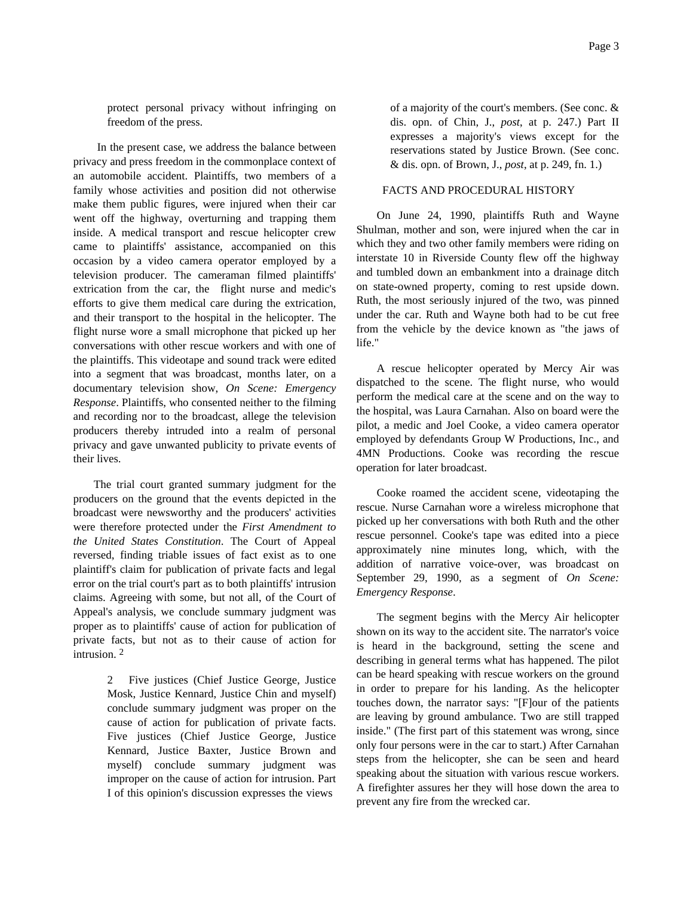protect personal privacy without infringing on freedom of the press.

In the present case, we address the balance between privacy and press freedom in the commonplace context of an automobile accident. Plaintiffs, two members of a family whose activities and position did not otherwise make them public figures, were injured when their car went off the highway, overturning and trapping them inside. A medical transport and rescue helicopter crew came to plaintiffs' assistance, accompanied on this occasion by a video camera operator employed by a television producer. The cameraman filmed plaintiffs' extrication from the car, the flight nurse and medic's efforts to give them medical care during the extrication, and their transport to the hospital in the helicopter. The flight nurse wore a small microphone that picked up her conversations with other rescue workers and with one of the plaintiffs. This videotape and sound track were edited into a segment that was broadcast, months later, on a documentary television show, *On Scene: Emergency Response*. Plaintiffs, who consented neither to the filming and recording nor to the broadcast, allege the television producers thereby intruded into a realm of personal privacy and gave unwanted publicity to private events of their lives.

The trial court granted summary judgment for the producers on the ground that the events depicted in the broadcast were newsworthy and the producers' activities were therefore protected under the *First Amendment to the United States Constitution*. The Court of Appeal reversed, finding triable issues of fact exist as to one plaintiff's claim for publication of private facts and legal error on the trial court's part as to both plaintiffs' intrusion claims. Agreeing with some, but not all, of the Court of Appeal's analysis, we conclude summary judgment was proper as to plaintiffs' cause of action for publication of private facts, but not as to their cause of action for intrusion. [2]

> 2 Five justices (Chief Justice George, Justice Mosk, Justice Kennard, Justice Chin and myself) conclude summary judgment was proper on the cause of action for publication of private facts. Five justices (Chief Justice George, Justice Kennard, Justice Baxter, Justice Brown and myself) conclude summary judgment was improper on the cause of action for intrusion. Part I of this opinion's discussion expresses the views of a majority of the court's members. (See conc. & dis. opn. of Chin, J., *post*, at p. 247.) Part II expresses a majority's views except for the reservations stated by Justice Brown. (See conc. & dis. opn. of Brown, J., *post*, at p. 249, fn. 1.)

## FACTS AND PROCEDURAL HISTORY

On June 24, 1990, plaintiffs Ruth and Wayne Shulman, mother and son, were injured when the car in which they and two other family members were riding on interstate 10 in Riverside County flew off the highway and tumbled down an embankment into a drainage ditch on state-owned property, coming to rest upside down. Ruth, the most seriously injured of the two, was pinned under the car. Ruth and Wayne both had to be cut free from the vehicle by the device known as "the jaws of life."

A rescue helicopter operated by Mercy Air was dispatched to the scene. The flight nurse, who would perform the medical care at the scene and on the way to the hospital, was Laura Carnahan. Also on board were the pilot, a medic and Joel Cooke, a video camera operator employed by defendants Group W Productions, Inc., and 4MN Productions. Cooke was recording the rescue operation for later broadcast.

Cooke roamed the accident scene, videotaping the rescue. Nurse Carnahan wore a wireless microphone that picked up her conversations with both Ruth and the other rescue personnel. Cooke's tape was edited into a piece approximately nine minutes long, which, with the addition of narrative voice-over, was broadcast on September 29, 1990, as a segment of *On Scene: Emergency Response*.

The segment begins with the Mercy Air helicopter shown on its way to the accident site. The narrator's voice is heard in the background, setting the scene and describing in general terms what has happened. The pilot can be heard speaking with rescue workers on the ground in order to prepare for his landing. As the helicopter touches down, the narrator says: "[F]our of the patients are leaving by ground ambulance. Two are still trapped inside." (The first part of this statement was wrong, since only four persons were in the car to start.) After Carnahan steps from the helicopter, she can be seen and heard speaking about the situation with various rescue workers. A firefighter assures her they will hose down the area to prevent any fire from the wrecked car.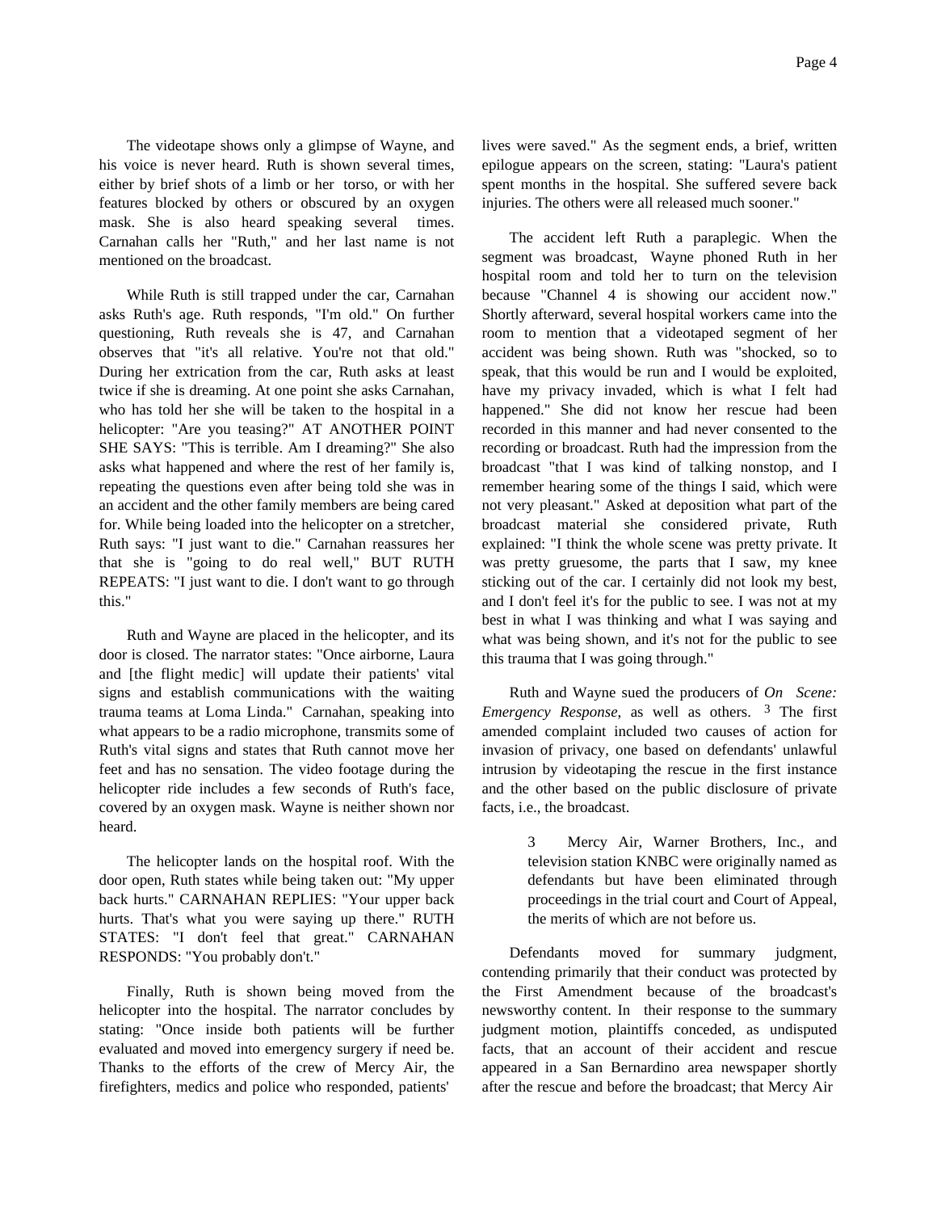The videotape shows only a glimpse of Wayne, and his voice is never heard. Ruth is shown several times, either by brief shots of a limb or her torso, or with her features blocked by others or obscured by an oxygen mask. She is also heard speaking several times. Carnahan calls her "Ruth," and her last name is not mentioned on the broadcast.

While Ruth is still trapped under the car, Carnahan asks Ruth's age. Ruth responds, "I'm old." On further questioning, Ruth reveals she is 47, and Carnahan observes that "it's all relative. You're not that old." During her extrication from the car, Ruth asks at least twice if she is dreaming. At one point she asks Carnahan, who has told her she will be taken to the hospital in a helicopter: "Are you teasing?" AT ANOTHER POINT SHE SAYS: "This is terrible. Am I dreaming?" She also asks what happened and where the rest of her family is, repeating the questions even after being told she was in an accident and the other family members are being cared for. While being loaded into the helicopter on a stretcher, Ruth says: "I just want to die." Carnahan reassures her that she is "going to do real well," BUT RUTH REPEATS: "I just want to die. I don't want to go through this."

Ruth and Wayne are placed in the helicopter, and its door is closed. The narrator states: "Once airborne, Laura and [the flight medic] will update their patients' vital signs and establish communications with the waiting trauma teams at Loma Linda." Carnahan, speaking into what appears to be a radio microphone, transmits some of Ruth's vital signs and states that Ruth cannot move her feet and has no sensation. The video footage during the helicopter ride includes a few seconds of Ruth's face, covered by an oxygen mask. Wayne is neither shown nor heard.

The helicopter lands on the hospital roof. With the door open, Ruth states while being taken out: "My upper back hurts." CARNAHAN REPLIES: "Your upper back hurts. That's what you were saying up there." RUTH STATES: "I don't feel that great." CARNAHAN RESPONDS: "You probably don't."

Finally, Ruth is shown being moved from the helicopter into the hospital. The narrator concludes by stating: "Once inside both patients will be further evaluated and moved into emergency surgery if need be. Thanks to the efforts of the crew of Mercy Air, the firefighters, medics and police who responded, patients' lives were saved." As the segment ends, a brief, written epilogue appears on the screen, stating: "Laura's patient spent months in the hospital. She suffered severe back injuries. The others were all released much sooner."

The accident left Ruth a paraplegic. When the segment was broadcast, Wayne phoned Ruth in her hospital room and told her to turn on the television because "Channel 4 is showing our accident now." Shortly afterward, several hospital workers came into the room to mention that a videotaped segment of her accident was being shown. Ruth was "shocked, so to speak, that this would be run and I would be exploited, have my privacy invaded, which is what I felt had happened." She did not know her rescue had been recorded in this manner and had never consented to the recording or broadcast. Ruth had the impression from the broadcast "that I was kind of talking nonstop, and I remember hearing some of the things I said, which were not very pleasant." Asked at deposition what part of the broadcast material she considered private, Ruth explained: "I think the whole scene was pretty private. It was pretty gruesome, the parts that I saw, my knee sticking out of the car. I certainly did not look my best, and I don't feel it's for the public to see. I was not at my best in what I was thinking and what I was saying and what was being shown, and it's not for the public to see this trauma that I was going through."

Ruth and Wayne sued the producers of *On Scene: Emergency Response*, as well as others. [3] The first amended complaint included two causes of action for invasion of privacy, one based on defendants' unlawful intrusion by videotaping the rescue in the first instance and the other based on the public disclosure of private facts, i.e., the broadcast.

> 3 Mercy Air, Warner Brothers, Inc., and television station KNBC were originally named as defendants but have been eliminated through proceedings in the trial court and Court of Appeal, the merits of which are not before us.

Defendants moved for summary judgment, contending primarily that their conduct was protected by the First Amendment because of the broadcast's newsworthy content. In their response to the summary judgment motion, plaintiffs conceded, as undisputed facts, that an account of their accident and rescue appeared in a San Bernardino area newspaper shortly after the rescue and before the broadcast; that Mercy Air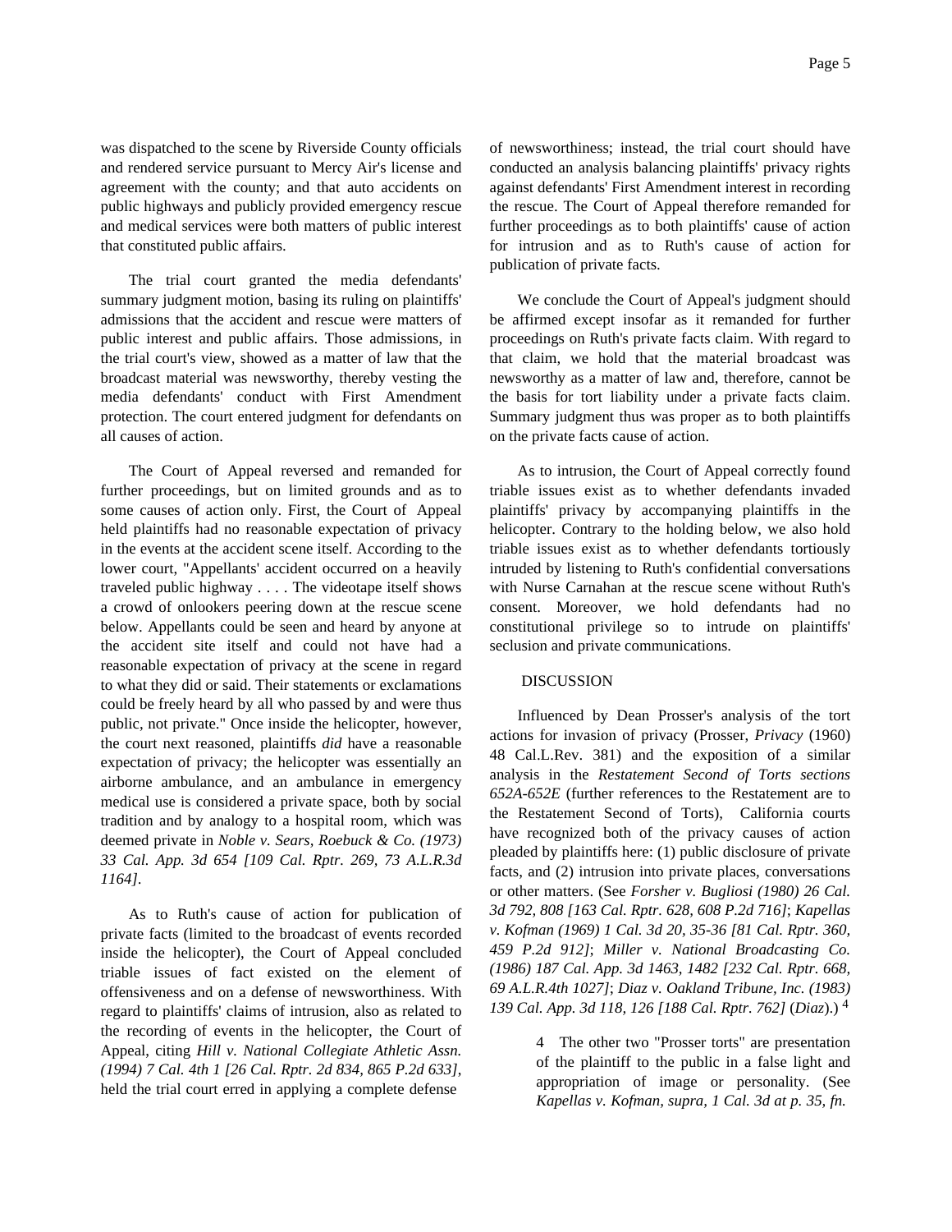was dispatched to the scene by Riverside County officials and rendered service pursuant to Mercy Air's license and agreement with the county; and that auto accidents on public highways and publicly provided emergency rescue and medical services were both matters of public interest that constituted public affairs.

The trial court granted the media defendants' summary judgment motion, basing its ruling on plaintiffs' admissions that the accident and rescue were matters of public interest and public affairs. Those admissions, in the trial court's view, showed as a matter of law that the broadcast material was newsworthy, thereby vesting the media defendants' conduct with First Amendment protection. The court entered judgment for defendants on all causes of action.

The Court of Appeal reversed and remanded for further proceedings, but on limited grounds and as to some causes of action only. First, the Court of Appeal held plaintiffs had no reasonable expectation of privacy in the events at the accident scene itself. According to the lower court, "Appellants' accident occurred on a heavily traveled public highway . . . . The videotape itself shows a crowd of onlookers peering down at the rescue scene below. Appellants could be seen and heard by anyone at the accident site itself and could not have had a reasonable expectation of privacy at the scene in regard to what they did or said. Their statements or exclamations could be freely heard by all who passed by and were thus public, not private." Once inside the helicopter, however, the court next reasoned, plaintiffs *did* have a reasonable expectation of privacy; the helicopter was essentially an airborne ambulance, and an ambulance in emergency medical use is considered a private space, both by social tradition and by analogy to a hospital room, which was deemed private in *Noble v. Sears, Roebuck & Co. (1973) 33 Cal. App. 3d 654 [109 Cal. Rptr. 269, 73 A.L.R.3d 1164]*.

As to Ruth's cause of action for publication of private facts (limited to the broadcast of events recorded inside the helicopter), the Court of Appeal concluded triable issues of fact existed on the element of offensiveness and on a defense of newsworthiness. With regard to plaintiffs' claims of intrusion, also as related to the recording of events in the helicopter, the Court of Appeal, citing *Hill v. National Collegiate Athletic Assn. (1994) 7 Cal. 4th 1 [26 Cal. Rptr. 2d 834, 865 P.2d 633]*, held the trial court erred in applying a complete defense of newsworthiness; instead, the trial court should have conducted an analysis balancing plaintiffs' privacy rights against defendants' First Amendment interest in recording the rescue. The Court of Appeal therefore remanded for further proceedings as to both plaintiffs' cause of action for intrusion and as to Ruth's cause of action for publication of private facts.

We conclude the Court of Appeal's judgment should be affirmed except insofar as it remanded for further proceedings on Ruth's private facts claim. With regard to that claim, we hold that the material broadcast was newsworthy as a matter of law and, therefore, cannot be the basis for tort liability under a private facts claim. Summary judgment thus was proper as to both plaintiffs on the private facts cause of action.

As to intrusion, the Court of Appeal correctly found triable issues exist as to whether defendants invaded plaintiffs' privacy by accompanying plaintiffs in the helicopter. Contrary to the holding below, we also hold triable issues exist as to whether defendants tortiously intruded by listening to Ruth's confidential conversations with Nurse Carnahan at the rescue scene without Ruth's consent. Moreover, we hold defendants had no constitutional privilege so to intrude on plaintiffs' seclusion and private communications.

DISCUSSION

Influenced by Dean Prosser's analysis of the tort actions for invasion of privacy (Prosser, *Privacy* (1960) 48 Cal.L.Rev. 381) and the exposition of a similar analysis in the *Restatement Second of Torts sections 652A-652E* (further references to the Restatement are to the Restatement Second of Torts), California courts have recognized both of the privacy causes of action pleaded by plaintiffs here: (1) public disclosure of private facts, and (2) intrusion into private places, conversations or other matters. (See *Forsher v. Bugliosi (1980) 26 Cal. 3d 792, 808 [163 Cal. Rptr. 628, 608 P.2d 716]*; *Kapellas v. Kofman (1969) 1 Cal. 3d 20, 35-36 [81 Cal. Rptr. 360, 459 P.2d 912]*; *Miller v. National Broadcasting Co. (1986) 187 Cal. App. 3d 1463, 1482 [232 Cal. Rptr. 668, 69 A.L.R.4th 1027]*; *Diaz v. Oakland Tribune, Inc. (1983) 139 Cal. App. 3d 118, 126 [188 Cal. Rptr. 762]* (*Diaz*).) [4]

> 4 The other two "Prosser torts" are presentation of the plaintiff to the public in a false light and appropriation of image or personality. (See *Kapellas v. Kofman, supra, 1 Cal. 3d at p. 35, fn.*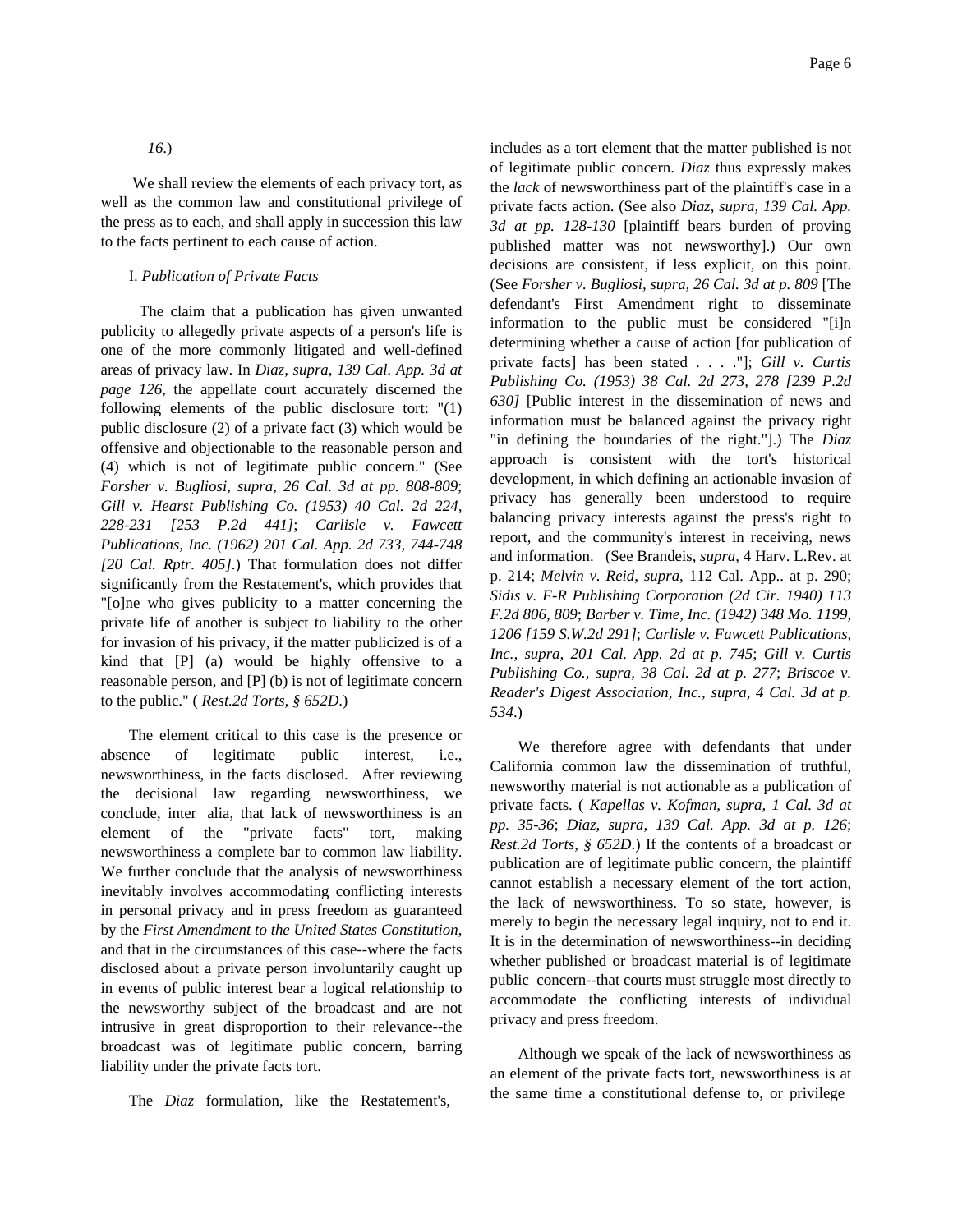*16*.)

We shall review the elements of each privacy tort, as well as the common law and constitutional privilege of the press as to each, and shall apply in succession this law to the facts pertinent to each cause of action.

I. *Publication of Private Facts*

The claim that a publication has given unwanted publicity to allegedly private aspects of a person's life is one of the more commonly litigated and well-defined areas of privacy law. In *Diaz, supra, 139 Cal. App. 3d at page 126*, the appellate court accurately discerned the following elements of the public disclosure tort: "(1) public disclosure (2) of a private fact (3) which would be offensive and objectionable to the reasonable person and (4) which is not of legitimate public concern." (See *Forsher v. Bugliosi, supra, 26 Cal. 3d at pp. 808-809*; *Gill v. Hearst Publishing Co. (1953) 40 Cal. 2d 224, 228-231 [253 P.2d 441]*; *Carlisle v. Fawcett Publications, Inc. (1962) 201 Cal. App. 2d 733, 744-748 [20 Cal. Rptr. 405]*.) That formulation does not differ significantly from the Restatement's, which provides that "[o]ne who gives publicity to a matter concerning the private life of another is subject to liability to the other for invasion of his privacy, if the matter publicized is of a kind that [P] (a) would be highly offensive to a reasonable person, and [P] (b) is not of legitimate concern to the public." ( *Rest.2d Torts, § 652D*.)

The element critical to this case is the presence or absence of legitimate public interest, i.e., newsworthiness, in the facts disclosed. After reviewing the decisional law regarding newsworthiness, we conclude, inter alia, that lack of newsworthiness is an element of the "private facts" tort, making newsworthiness a complete bar to common law liability. We further conclude that the analysis of newsworthiness inevitably involves accommodating conflicting interests in personal privacy and in press freedom as guaranteed by the *First Amendment to the United States Constitution*, and that in the circumstances of this case--where the facts disclosed about a private person involuntarily caught up in events of public interest bear a logical relationship to the newsworthy subject of the broadcast and are not intrusive in great disproportion to their relevance--the broadcast was of legitimate public concern, barring liability under the private facts tort.

The *Diaz* formulation, like the Restatement's, includes as a tort element that the matter published is not of legitimate public concern. *Diaz* thus expressly makes the *lack* of newsworthiness part of the plaintiff's case in a private facts action. (See also *Diaz, supra, 139 Cal. App. 3d at pp. 128-130* [plaintiff bears burden of proving published matter was not newsworthy].) Our own decisions are consistent, if less explicit, on this point. (See *Forsher v. Bugliosi, supra, 26 Cal. 3d at p. 809* [The defendant's First Amendment right to disseminate information to the public must be considered "[i]n determining whether a cause of action [for publication of private facts] has been stated . . . ."]; *Gill v. Curtis Publishing Co. (1953) 38 Cal. 2d 273, 278 [239 P.2d 630]* [Public interest in the dissemination of news and information must be balanced against the privacy right "in defining the boundaries of the right."].) The *Diaz* approach is consistent with the tort's historical development, in which defining an actionable invasion of privacy has generally been understood to require balancing privacy interests against the press's right to report, and the community's interest in receiving, news and information. (See Brandeis, *supra*, 4 Harv. L.Rev. at p. 214; *Melvin v. Reid*, *supra*, 112 Cal. App.. at p. 290; *Sidis v. F-R Publishing Corporation (2d Cir. 1940) 113 F.2d 806, 809*; *Barber v. Time, Inc. (1942) 348 Mo. 1199, 1206 [159 S.W.2d 291]*; *Carlisle v. Fawcett Publications, Inc., supra, 201 Cal. App. 2d at p. 745*; *Gill v. Curtis Publishing Co., supra, 38 Cal. 2d at p. 277*; *Briscoe v. Reader's Digest Association, Inc., supra, 4 Cal. 3d at p. 534*.)

We therefore agree with defendants that under California common law the dissemination of truthful, newsworthy material is not actionable as a publication of private facts. ( *Kapellas v. Kofman, supra, 1 Cal. 3d at pp. 35-36*; *Diaz, supra, 139 Cal. App. 3d at p. 126*; *Rest.2d Torts, § 652D*.) If the contents of a broadcast or publication are of legitimate public concern, the plaintiff cannot establish a necessary element of the tort action, the lack of newsworthiness. To so state, however, is merely to begin the necessary legal inquiry, not to end it. It is in the determination of newsworthiness--in deciding whether published or broadcast material is of legitimate public concern--that courts must struggle most directly to accommodate the conflicting interests of individual privacy and press freedom.

Although we speak of the lack of newsworthiness as an element of the private facts tort, newsworthiness is at the same time a constitutional defense to, or privilege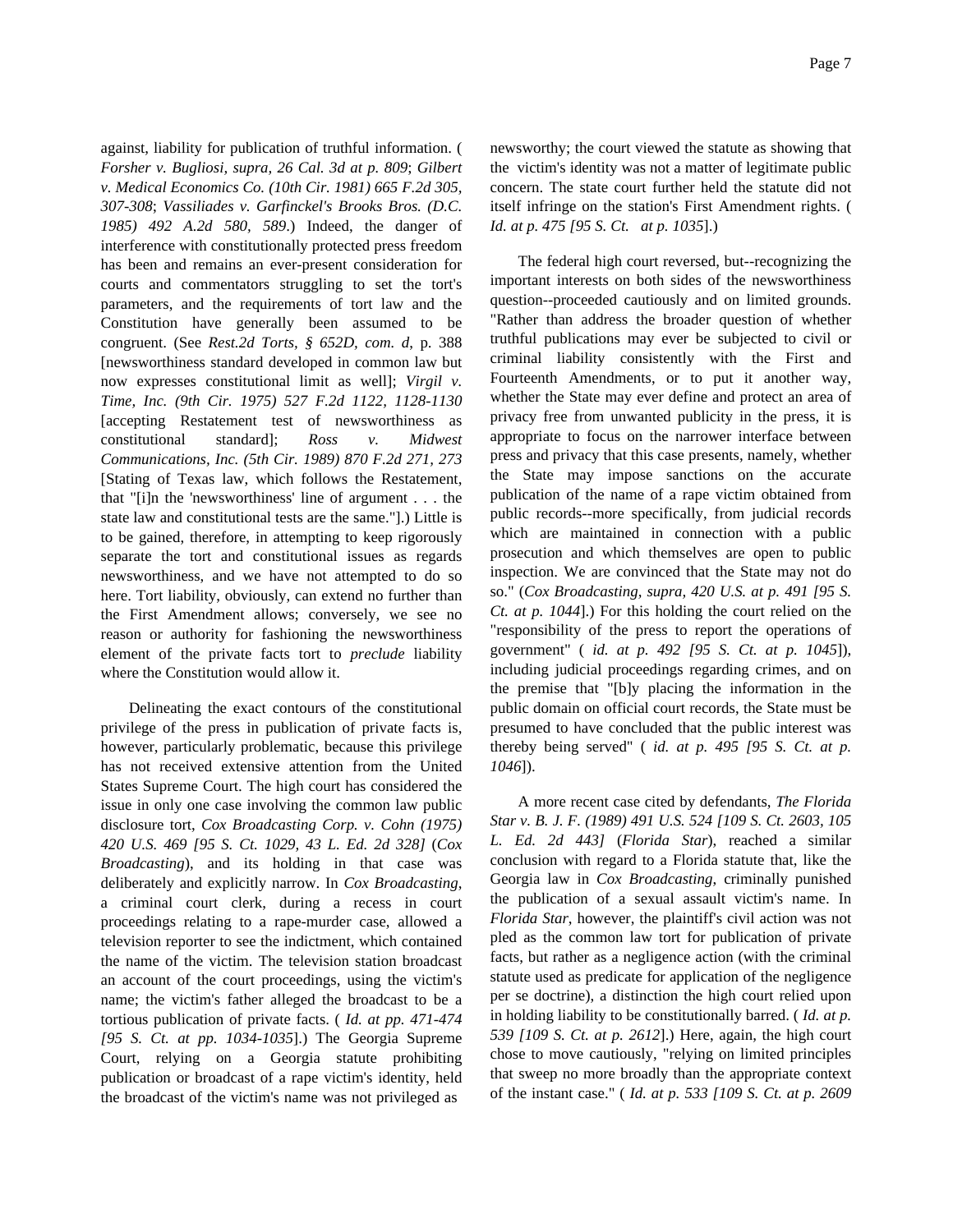against, liability for publication of truthful information. ( *Forsher v. Bugliosi, supra, 26 Cal. 3d at p. 809*; *Gilbert v. Medical Economics Co. (10th Cir. 1981) 665 F.2d 305, 307-308*; *Vassiliades v. Garfinckel's Brooks Bros. (D.C. 1985) 492 A.2d 580, 589*.) Indeed, the danger of interference with constitutionally protected press freedom has been and remains an ever-present consideration for courts and commentators struggling to set the tort's parameters, and the requirements of tort law and the Constitution have generally been assumed to be congruent. (See *Rest.2d Torts, § 652D, com. d*, p. 388 [newsworthiness standard developed in common law but now expresses constitutional limit as well]; *Virgil v. Time, Inc. (9th Cir. 1975) 527 F.2d 1122, 1128-1130* [accepting Restatement test of newsworthiness as constitutional standard]; *Ross v. Midwest Communications, Inc. (5th Cir. 1989) 870 F.2d 271, 273* [Stating of Texas law, which follows the Restatement, that "[i]n the 'newsworthiness' line of argument . . . the state law and constitutional tests are the same."].) Little is to be gained, therefore, in attempting to keep rigorously separate the tort and constitutional issues as regards newsworthiness, and we have not attempted to do so here. Tort liability, obviously, can extend no further than the First Amendment allows; conversely, we see no reason or authority for fashioning the newsworthiness element of the private facts tort to *preclude* liability where the Constitution would allow it.

Delineating the exact contours of the constitutional privilege of the press in publication of private facts is, however, particularly problematic, because this privilege has not received extensive attention from the United States Supreme Court. The high court has considered the issue in only one case involving the common law public disclosure tort, *Cox Broadcasting Corp. v. Cohn (1975) 420 U.S. 469 [95 S. Ct. 1029, 43 L. Ed. 2d 328]* (*Cox Broadcasting*), and its holding in that case was deliberately and explicitly narrow. In *Cox Broadcasting*, a criminal court clerk, during a recess in court proceedings relating to a rape-murder case, allowed a television reporter to see the indictment, which contained the name of the victim. The television station broadcast an account of the court proceedings, using the victim's name; the victim's father alleged the broadcast to be a tortious publication of private facts. ( *Id. at pp. 471-474 [95 S. Ct. at pp. 1034-1035*].) The Georgia Supreme Court, relying on a Georgia statute prohibiting publication or broadcast of a rape victim's identity, held the broadcast of the victim's name was not privileged as newsworthy; the court viewed the statute as showing that the victim's identity was not a matter of legitimate public concern. The state court further held the statute did not itself infringe on the station's First Amendment rights. ( *Id. at p. 475 [95 S. Ct. at p. 1035*].)

The federal high court reversed, but--recognizing the important interests on both sides of the newsworthiness question--proceeded cautiously and on limited grounds. "Rather than address the broader question of whether truthful publications may ever be subjected to civil or criminal liability consistently with the First and Fourteenth Amendments, or to put it another way, whether the State may ever define and protect an area of privacy free from unwanted publicity in the press, it is appropriate to focus on the narrower interface between press and privacy that this case presents, namely, whether the State may impose sanctions on the accurate publication of the name of a rape victim obtained from public records--more specifically, from judicial records which are maintained in connection with a public prosecution and which themselves are open to public inspection. We are convinced that the State may not do so." (*Cox Broadcasting, supra, 420 U.S. at p. 491 [95 S. Ct. at p. 1044*].) For this holding the court relied on the "responsibility of the press to report the operations of government" ( *id. at p. 492 [95 S. Ct. at p. 1045*]), including judicial proceedings regarding crimes, and on the premise that "[b]y placing the information in the public domain on official court records, the State must be presumed to have concluded that the public interest was thereby being served" ( *id. at p. 495 [95 S. Ct. at p. 1046*]).

A more recent case cited by defendants, *The Florida Star v. B. J. F. (1989) 491 U.S. 524 [109 S. Ct. 2603, 105 L. Ed. 2d 443]* (*Florida Star*), reached a similar conclusion with regard to a Florida statute that, like the Georgia law in *Cox Broadcasting*, criminally punished the publication of a sexual assault victim's name. In *Florida Star*, however, the plaintiff's civil action was not pled as the common law tort for publication of private facts, but rather as a negligence action (with the criminal statute used as predicate for application of the negligence per se doctrine), a distinction the high court relied upon in holding liability to be constitutionally barred. ( *Id. at p. 539 [109 S. Ct. at p. 2612*].) Here, again, the high court chose to move cautiously, "relying on limited principles that sweep no more broadly than the appropriate context of the instant case." ( *Id. at p. 533 [109 S. Ct. at p. 2609*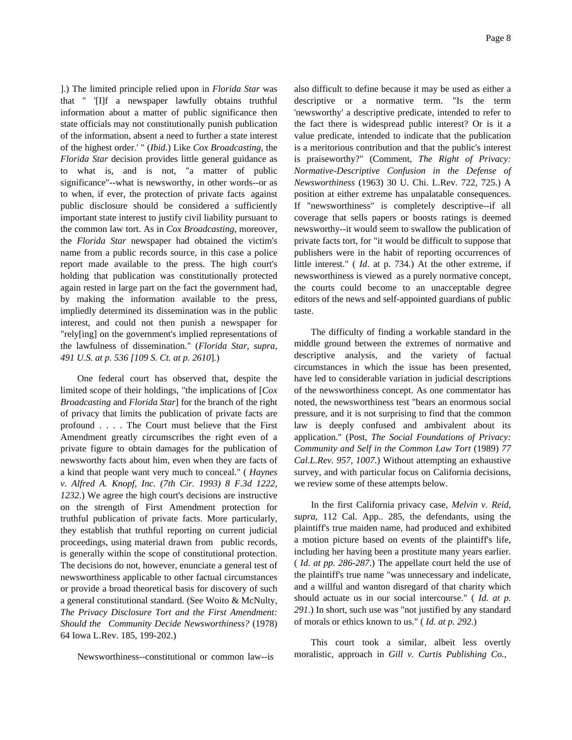].) The limited principle relied upon in *Florida Star* was that " '[I]f a newspaper lawfully obtains truthful information about a matter of public significance then state officials may not constitutionally punish publication of the information, absent a need to further a state interest of the highest order.' " (*Ibid*.) Like *Cox Broadcasting*, the *Florida Star* decision provides little general guidance as to what is, and is not, "a matter of public significance"--what is newsworthy, in other words--or as to when, if ever, the protection of private facts against public disclosure should be considered a sufficiently important state interest to justify civil liability pursuant to the common law tort. As in *Cox Broadcasting*, moreover, the *Florida Star* newspaper had obtained the victim's name from a public records source, in this case a police report made available to the press. The high court's holding that publication was constitutionally protected again rested in large part on the fact the government had, by making the information available to the press, impliedly determined its dissemination was in the public interest, and could not then punish a newspaper for "rely[ing] on the government's implied representations of the lawfulness of dissemination." (*Florida Star, supra, 491 U.S. at p. 536 [109 S. Ct. at p. 2610*].)

One federal court has observed that, despite the limited scope of their holdings, "the implications of [*Cox Broadcasting* and *Florida Star*] for the branch of the right of privacy that limits the publication of private facts are profound . . . . The Court must believe that the First Amendment greatly circumscribes the right even of a private figure to obtain damages for the publication of newsworthy facts about him, even when they are facts of a kind that people want very much to conceal." ( *Haynes v. Alfred A. Knopf, Inc. (7th Cir. 1993) 8 F.3d 1222, 1232*.) We agree the high court's decisions are instructive on the strength of First Amendment protection for truthful publication of private facts. More particularly, they establish that truthful reporting on current judicial proceedings, using material drawn from public records, is generally within the scope of constitutional protection. The decisions do not, however, enunciate a general test of newsworthiness applicable to other factual circumstances or provide a broad theoretical basis for discovery of such a general constitutional standard. (See Woito & McNulty, *The Privacy Disclosure Tort and the First Amendment: Should the Community Decide Newsworthiness?* (1978) 64 Iowa L.Rev. 185, 199-202.)

Newsworthiness--constitutional or common law--is also difficult to define because it may be used as either a descriptive or a normative term. "Is the term 'newsworthy' a descriptive predicate, intended to refer to the fact there is widespread public interest? Or is it a value predicate, intended to indicate that the publication is a meritorious contribution and that the public's interest is praiseworthy?" (Comment, *The Right of Privacy: Normative-Descriptive Confusion in the Defense of Newsworthiness* (1963) 30 U. Chi. L.Rev. 722, 725.) A position at either extreme has unpalatable consequences. If "newsworthiness" is completely descriptive--if all coverage that sells papers or boosts ratings is deemed newsworthy--it would seem to swallow the publication of private facts tort, for "it would be difficult to suppose that publishers were in the habit of reporting occurrences of little interest." ( *Id*. at p. 734.) At the other extreme, if newsworthiness is viewed as a purely normative concept, the courts could become to an unacceptable degree editors of the news and self-appointed guardians of public taste.

The difficulty of finding a workable standard in the middle ground between the extremes of normative and descriptive analysis, and the variety of factual circumstances in which the issue has been presented, have led to considerable variation in judicial descriptions of the newsworthiness concept. As one commentator has noted, the newsworthiness test "bears an enormous social pressure, and it is not surprising to find that the common law is deeply confused and ambivalent about its application." (Post, *The Social Foundations of Privacy: Community and Self in the Common Law Tort* (1989) *77 Cal.L.Rev. 957, 1007*.) Without attempting an exhaustive survey, and with particular focus on California decisions, we review some of these attempts below.

In the first California privacy case, *Melvin v. Reid*, *supra*, 112 Cal. App.. 285, the defendants, using the plaintiff's true maiden name, had produced and exhibited a motion picture based on events of the plaintiff's life, including her having been a prostitute many years earlier. ( *Id. at pp. 286-287*.) The appellate court held the use of the plaintiff's true name "was unnecessary and indelicate, and a willful and wanton disregard of that charity which should actuate us in our social intercourse." ( *Id. at p. 291*.) In short, such use was "not justified by any standard of morals or ethics known to us." ( *Id. at p. 292*.)

This court took a similar, albeit less overtly moralistic, approach in *Gill v. Curtis Publishing Co.,*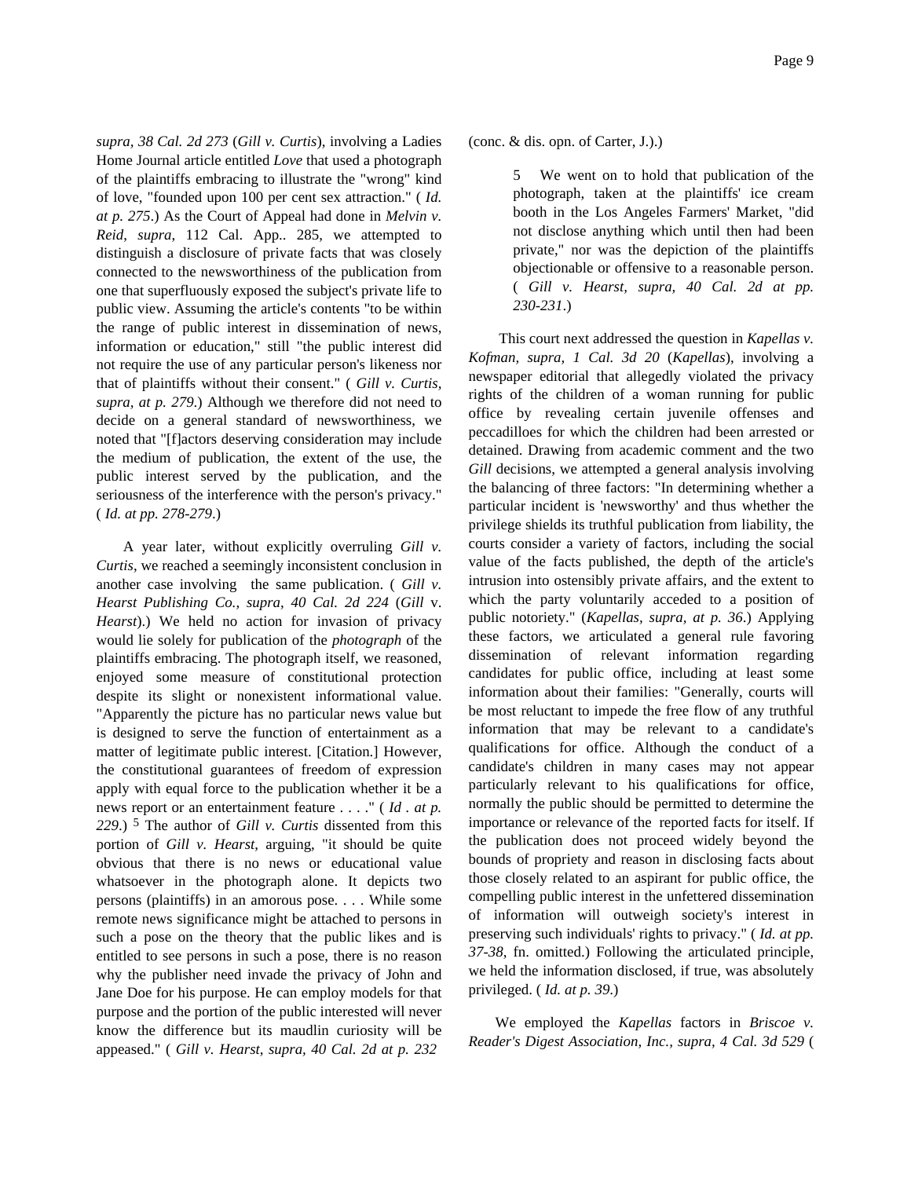*supra, 38 Cal. 2d 273* (*Gill v. Curtis*), involving a Ladies Home Journal article entitled *Love* that used a photograph of the plaintiffs embracing to illustrate the "wrong" kind of love, "founded upon 100 per cent sex attraction." ( *Id. at p. 275*.) As the Court of Appeal had done in *Melvin v. Reid*, *supra*, 112 Cal. App.. 285, we attempted to distinguish a disclosure of private facts that was closely connected to the newsworthiness of the publication from one that superfluously exposed the subject's private life to public view. Assuming the article's contents "to be within the range of public interest in dissemination of news, information or education," still "the public interest did not require the use of any particular person's likeness nor that of plaintiffs without their consent." ( *Gill v. Curtis, supra, at p. 279*.) Although we therefore did not need to decide on a general standard of newsworthiness, we noted that "[f]actors deserving consideration may include the medium of publication, the extent of the use, the public interest served by the publication, and the seriousness of the interference with the person's privacy." ( *Id. at pp. 278-279*.)

A year later, without explicitly overruling *Gill v. Curtis*, we reached a seemingly inconsistent conclusion in another case involving the same publication. ( *Gill v. Hearst Publishing Co., supra, 40 Cal. 2d 224* (*Gill* v. *Hearst*).) We held no action for invasion of privacy would lie solely for publication of the *photograph* of the plaintiffs embracing. The photograph itself, we reasoned, enjoyed some measure of constitutional protection despite its slight or nonexistent informational value. "Apparently the picture has no particular news value but is designed to serve the function of entertainment as a matter of legitimate public interest. [Citation.] However, the constitutional guarantees of freedom of expression apply with equal force to the publication whether it be a news report or an entertainment feature . . . ." ( *Id . at p. 229*.) [5] The author of *Gill v. Curtis* dissented from this portion of *Gill v. Hearst*, arguing, "it should be quite obvious that there is no news or educational value whatsoever in the photograph alone. It depicts two persons (plaintiffs) in an amorous pose. . . . While some remote news significance might be attached to persons in such a pose on the theory that the public likes and is entitled to see persons in such a pose, there is no reason why the publisher need invade the privacy of John and Jane Doe for his purpose. He can employ models for that purpose and the portion of the public interested will never know the difference but its maudlin curiosity will be appeased." ( *Gill v. Hearst, supra, 40 Cal. 2d at p. 232* (conc. & dis. opn. of Carter, J.).)

> 5 We went on to hold that publication of the photograph, taken at the plaintiffs' ice cream booth in the Los Angeles Farmers' Market, "did not disclose anything which until then had been private," nor was the depiction of the plaintiffs objectionable or offensive to a reasonable person. ( *Gill v. Hearst, supra, 40 Cal. 2d at pp. 230-231*.)

This court next addressed the question in *Kapellas v. Kofman, supra, 1 Cal. 3d 20* (*Kapellas*), involving a newspaper editorial that allegedly violated the privacy rights of the children of a woman running for public office by revealing certain juvenile offenses and peccadilloes for which the children had been arrested or detained. Drawing from academic comment and the two *Gill* decisions, we attempted a general analysis involving the balancing of three factors: "In determining whether a particular incident is 'newsworthy' and thus whether the privilege shields its truthful publication from liability, the courts consider a variety of factors, including the social value of the facts published, the depth of the article's intrusion into ostensibly private affairs, and the extent to which the party voluntarily acceded to a position of public notoriety." (*Kapellas, supra, at p. 36*.) Applying these factors, we articulated a general rule favoring dissemination of relevant information regarding candidates for public office, including at least some information about their families: "Generally, courts will be most reluctant to impede the free flow of any truthful information that may be relevant to a candidate's qualifications for office. Although the conduct of a candidate's children in many cases may not appear particularly relevant to his qualifications for office, normally the public should be permitted to determine the importance or relevance of the reported facts for itself. If the publication does not proceed widely beyond the bounds of propriety and reason in disclosing facts about those closely related to an aspirant for public office, the compelling public interest in the unfettered dissemination of information will outweigh society's interest in preserving such individuals' rights to privacy." ( *Id. at pp. 37-38*, fn. omitted.) Following the articulated principle, we held the information disclosed, if true, was absolutely privileged. ( *Id. at p. 39*.)

We employed the *Kapellas* factors in *Briscoe v. Reader's Digest Association, Inc., supra, 4 Cal. 3d 529* (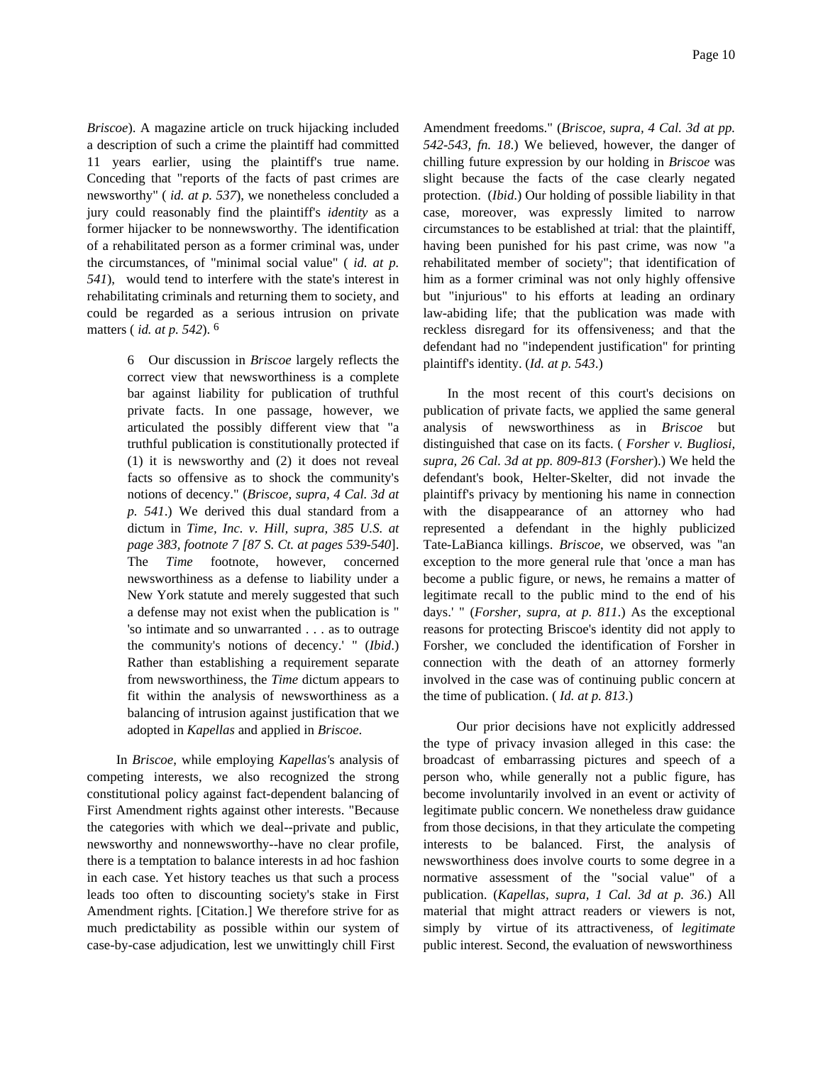*Briscoe*). A magazine article on truck hijacking included a description of such a crime the plaintiff had committed 11 years earlier, using the plaintiff's true name. Conceding that "reports of the facts of past crimes are newsworthy" ( *id. at p. 537*), we nonetheless concluded a jury could reasonably find the plaintiff's *identity* as a former hijacker to be nonnewsworthy. The identification of a rehabilitated person as a former criminal was, under the circumstances, of "minimal social value" ( *id. at p. 541*), would tend to interfere with the state's interest in rehabilitating criminals and returning them to society, and could be regarded as a serious intrusion on private matters ( *id. at p. 542*). [6]

> 6 Our discussion in *Briscoe* largely reflects the correct view that newsworthiness is a complete bar against liability for publication of truthful private facts. In one passage, however, we articulated the possibly different view that "a truthful publication is constitutionally protected if (1) it is newsworthy and (2) it does not reveal facts so offensive as to shock the community's notions of decency." (*Briscoe, supra, 4 Cal. 3d at p. 541*.) We derived this dual standard from a dictum in *Time, Inc. v. Hill, supra, 385 U.S. at page 383, footnote 7 [87 S. Ct. at pages 539-540*]. The *Time* footnote, however, concerned newsworthiness as a defense to liability under a New York statute and merely suggested that such a defense may not exist when the publication is " 'so intimate and so unwarranted . . . as to outrage the community's notions of decency.' " (*Ibid*.) Rather than establishing a requirement separate from newsworthiness, the *Time* dictum appears to fit within the analysis of newsworthiness as a balancing of intrusion against justification that we adopted in *Kapellas* and applied in *Briscoe*.

In *Briscoe*, while employing *Kapellas'*s analysis of competing interests, we also recognized the strong constitutional policy against fact-dependent balancing of First Amendment rights against other interests. "Because the categories with which we deal--private and public, newsworthy and nonnewsworthy--have no clear profile, there is a temptation to balance interests in ad hoc fashion in each case. Yet history teaches us that such a process leads too often to discounting society's stake in First Amendment rights. [Citation.] We therefore strive for as much predictability as possible within our system of case-by-case adjudication, lest we unwittingly chill First Amendment freedoms." (*Briscoe, supra, 4 Cal. 3d at pp. 542-543, fn. 18*.) We believed, however, the danger of chilling future expression by our holding in *Briscoe* was slight because the facts of the case clearly negated protection. (*Ibid*.) Our holding of possible liability in that case, moreover, was expressly limited to narrow circumstances to be established at trial: that the plaintiff, having been punished for his past crime, was now "a rehabilitated member of society"; that identification of him as a former criminal was not only highly offensive but "injurious" to his efforts at leading an ordinary law-abiding life; that the publication was made with reckless disregard for its offensiveness; and that the defendant had no "independent justification" for printing plaintiff's identity. (*Id. at p. 543*.)

In the most recent of this court's decisions on publication of private facts, we applied the same general analysis of newsworthiness as in *Briscoe* but distinguished that case on its facts. ( *Forsher v. Bugliosi, supra, 26 Cal. 3d at pp. 809-813* (*Forsher*).) We held the defendant's book, Helter-Skelter, did not invade the plaintiff's privacy by mentioning his name in connection with the disappearance of an attorney who had represented a defendant in the highly publicized Tate-LaBianca killings. *Briscoe*, we observed, was "an exception to the more general rule that 'once a man has become a public figure, or news, he remains a matter of legitimate recall to the public mind to the end of his days.' " (*Forsher, supra, at p. 811*.) As the exceptional reasons for protecting Briscoe's identity did not apply to Forsher, we concluded the identification of Forsher in connection with the death of an attorney formerly involved in the case was of continuing public concern at the time of publication. ( *Id. at p. 813*.)

Our prior decisions have not explicitly addressed the type of privacy invasion alleged in this case: the broadcast of embarrassing pictures and speech of a person who, while generally not a public figure, has become involuntarily involved in an event or activity of legitimate public concern. We nonetheless draw guidance from those decisions, in that they articulate the competing interests to be balanced. First, the analysis of newsworthiness does involve courts to some degree in a normative assessment of the "social value" of a publication. (*Kapellas, supra, 1 Cal. 3d at p. 36*.) All material that might attract readers or viewers is not, simply by virtue of its attractiveness, of *legitimate* public interest. Second, the evaluation of newsworthiness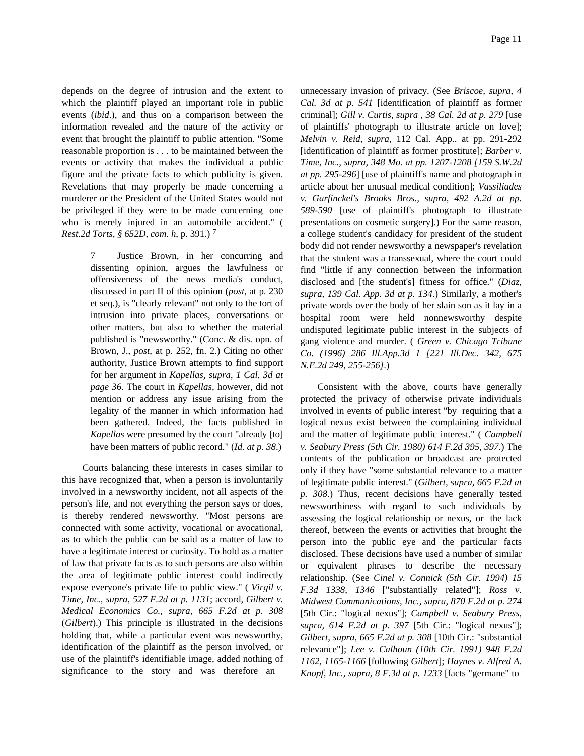depends on the degree of intrusion and the extent to which the plaintiff played an important role in public events (*ibid*.), and thus on a comparison between the information revealed and the nature of the activity or event that brought the plaintiff to public attention. "Some reasonable proportion is . . . to be maintained between the events or activity that makes the individual a public figure and the private facts to which publicity is given. Revelations that may properly be made concerning a murderer or the President of the United States would not be privileged if they were to be made concerning one who is merely injured in an automobile accident." ( *Rest.2d Torts, § 652D, com. h,* p. 391.) [7]

> 7 Justice Brown, in her concurring and dissenting opinion, argues the lawfulness or offensiveness of the news media's conduct, discussed in part II of this opinion (*post*, at p. 230 et seq.), is "clearly relevant" not only to the tort of intrusion into private places, conversations or other matters, but also to whether the material published is "newsworthy." (Conc. & dis. opn. of Brown, J., *post*, at p. 252, fn. 2.) Citing no other authority, Justice Brown attempts to find support for her argument in *Kapellas, supra, 1 Cal. 3d at page 36*. The court in *Kapellas*, however, did not mention or address any issue arising from the legality of the manner in which information had been gathered. Indeed, the facts published in *Kapellas* were presumed by the court "already [to] have been matters of public record." (*Id. at p. 38*.)

Courts balancing these interests in cases similar to this have recognized that, when a person is involuntarily involved in a newsworthy incident, not all aspects of the person's life, and not everything the person says or does, is thereby rendered newsworthy. "Most persons are connected with some activity, vocational or avocational, as to which the public can be said as a matter of law to have a legitimate interest or curiosity. To hold as a matter of law that private facts as to such persons are also within the area of legitimate public interest could indirectly expose everyone's private life to public view." ( *Virgil v. Time, Inc., supra, 527 F.2d at p. 1131*; accord, *Gilbert v. Medical Economics Co., supra, 665 F.2d at p. 308* (*Gilbert*).) This principle is illustrated in the decisions holding that, while a particular event was newsworthy, identification of the plaintiff as the person involved, or use of the plaintiff's identifiable image, added nothing of significance to the story and was therefore an unnecessary invasion of privacy. (See *Briscoe, supra, 4 Cal. 3d at p. 541* [identification of plaintiff as former criminal]; *Gill v. Curtis, supra , 38 Cal. 2d at p. 279* [use of plaintiffs' photograph to illustrate article on love]; *Melvin v. Reid*, *supra*, 112 Cal. App.. at pp. 291-292 [identification of plaintiff as former prostitute]; *Barber v. Time, Inc., supra, 348 Mo. at pp. 1207-1208 [159 S.W.2d at pp. 295-296*] [use of plaintiff's name and photograph in article about her unusual medical condition]; *Vassiliades v. Garfinckel's Brooks Bros., supra, 492 A.2d at pp. 589-590* [use of plaintiff's photograph to illustrate presentations on cosmetic surgery].) For the same reason, a college student's candidacy for president of the student body did not render newsworthy a newspaper's revelation that the student was a transsexual, where the court could find "little if any connection between the information disclosed and [the student's] fitness for office." (*Diaz, supra, 139 Cal. App. 3d at p. 134*.) Similarly, a mother's private words over the body of her slain son as it lay in a hospital room were held nonnewsworthy despite undisputed legitimate public interest in the subjects of gang violence and murder. ( *Green v. Chicago Tribune Co. (1996) 286 Ill.App.3d 1 [221 Ill.Dec. 342, 675 N.E.2d 249, 255-256]*.)

Consistent with the above, courts have generally protected the privacy of otherwise private individuals involved in events of public interest "by requiring that a logical nexus exist between the complaining individual and the matter of legitimate public interest." ( *Campbell v. Seabury Press (5th Cir. 1980) 614 F.2d 395, 397*.) The contents of the publication or broadcast are protected only if they have "some substantial relevance to a matter of legitimate public interest." (*Gilbert, supra, 665 F.2d at p. 308*.) Thus, recent decisions have generally tested newsworthiness with regard to such individuals by assessing the logical relationship or nexus, or the lack thereof, between the events or activities that brought the person into the public eye and the particular facts disclosed. These decisions have used a number of similar or equivalent phrases to describe the necessary relationship. (See *Cinel v. Connick (5th Cir. 1994) 15 F.3d 1338, 1346* ["substantially related"]; *Ross v. Midwest Communications, Inc., supra, 870 F.2d at p. 274* [5th Cir.: "logical nexus"]; *Campbell v. Seabury Press, supra, 614 F.2d at p. 397* [5th Cir.: "logical nexus"]; *Gilbert, supra, 665 F.2d at p. 308* [10th Cir.: "substantial relevance"]; *Lee v. Calhoun (10th Cir. 1991) 948 F.2d 1162, 1165-1166* [following *Gilbert*]; *Haynes v. Alfred A. Knopf, Inc., supra, 8 F.3d at p. 1233* [facts "germane" to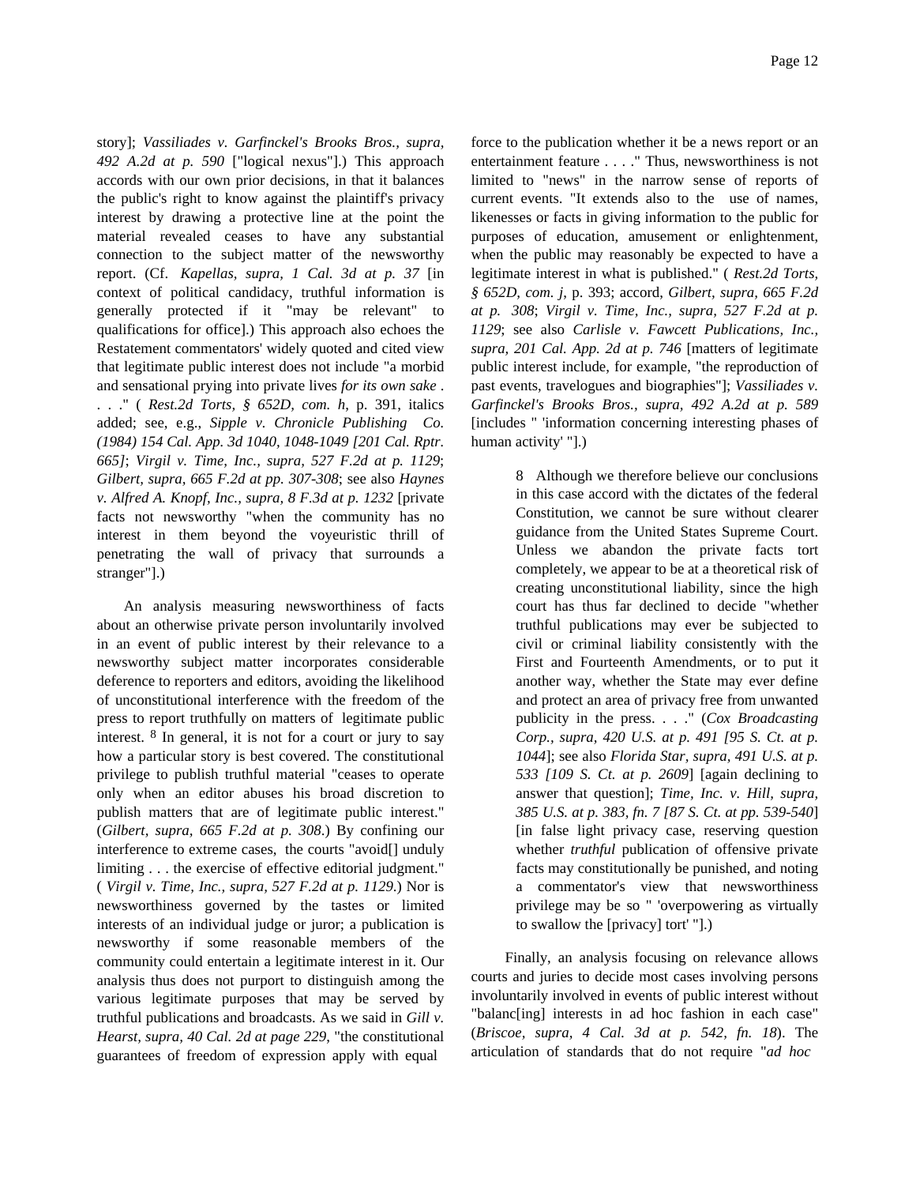story]; *Vassiliades v. Garfinckel's Brooks Bros., supra, 492 A.2d at p. 590* ["logical nexus"].) This approach accords with our own prior decisions, in that it balances the public's right to know against the plaintiff's privacy interest by drawing a protective line at the point the material revealed ceases to have any substantial connection to the subject matter of the newsworthy report. (Cf. *Kapellas, supra, 1 Cal. 3d at p. 37* [in context of political candidacy, truthful information is generally protected if it "may be relevant" to qualifications for office].) This approach also echoes the Restatement commentators' widely quoted and cited view that legitimate public interest does not include "a morbid and sensational prying into private lives *for its own sake* . . . ." ( *Rest.2d Torts, § 652D, com. h*, p. 391, italics added; see, e.g., *Sipple v. Chronicle Publishing Co. (1984) 154 Cal. App. 3d 1040, 1048-1049 [201 Cal. Rptr. 665]*; *Virgil v. Time, Inc., supra, 527 F.2d at p. 1129*; *Gilbert, supra, 665 F.2d at pp. 307-308*; see also *Haynes v. Alfred A. Knopf, Inc., supra, 8 F.3d at p. 1232* [private facts not newsworthy "when the community has no interest in them beyond the voyeuristic thrill of penetrating the wall of privacy that surrounds a stranger"].)

An analysis measuring newsworthiness of facts about an otherwise private person involuntarily involved in an event of public interest by their relevance to a newsworthy subject matter incorporates considerable deference to reporters and editors, avoiding the likelihood of unconstitutional interference with the freedom of the press to report truthfully on matters of legitimate public interest. [8] In general, it is not for a court or jury to say how a particular story is best covered. The constitutional privilege to publish truthful material "ceases to operate only when an editor abuses his broad discretion to publish matters that are of legitimate public interest." (*Gilbert, supra, 665 F.2d at p. 308*.) By confining our interference to extreme cases, the courts "avoid[] unduly limiting . . . the exercise of effective editorial judgment." ( *Virgil v. Time, Inc., supra, 527 F.2d at p. 1129*.) Nor is newsworthiness governed by the tastes or limited interests of an individual judge or juror; a publication is newsworthy if some reasonable members of the community could entertain a legitimate interest in it. Our analysis thus does not purport to distinguish among the various legitimate purposes that may be served by truthful publications and broadcasts. As we said in *Gill v. Hearst, supra, 40 Cal. 2d at page 229*, "the constitutional guarantees of freedom of expression apply with equal force to the publication whether it be a news report or an entertainment feature . . . ." Thus, newsworthiness is not limited to "news" in the narrow sense of reports of current events. "It extends also to the use of names, likenesses or facts in giving information to the public for purposes of education, amusement or enlightenment, when the public may reasonably be expected to have a legitimate interest in what is published." ( *Rest.2d Torts, § 652D, com. j*, p. 393; accord, *Gilbert, supra, 665 F.2d at p. 308*; *Virgil v. Time, Inc., supra, 527 F.2d at p. 1129*; see also *Carlisle v. Fawcett Publications, Inc., supra, 201 Cal. App. 2d at p. 746* [matters of legitimate public interest include, for example, "the reproduction of past events, travelogues and biographies"]; *Vassiliades v. Garfinckel's Brooks Bros., supra, 492 A.2d at p. 589* [includes " 'information concerning interesting phases of human activity' "].)

> 8 Although we therefore believe our conclusions in this case accord with the dictates of the federal Constitution, we cannot be sure without clearer guidance from the United States Supreme Court. Unless we abandon the private facts tort completely, we appear to be at a theoretical risk of creating unconstitutional liability, since the high court has thus far declined to decide "whether truthful publications may ever be subjected to civil or criminal liability consistently with the First and Fourteenth Amendments, or to put it another way, whether the State may ever define and protect an area of privacy free from unwanted publicity in the press. . . ." (*Cox Broadcasting Corp., supra, 420 U.S. at p. 491 [95 S. Ct. at p. 1044]*; see also *Florida Star, supra, 491 U.S. at p. 533 [109 S. Ct. at p. 2609]* [again declining to answer that question]; *Time, Inc. v. Hill, supra, 385 U.S. at p. 383, fn. 7 [87 S. Ct. at pp. 539-540]* [in false light privacy case, reserving question whether *truthful* publication of offensive private facts may constitutionally be punished, and noting a commentator's view that newsworthiness privilege may be so " 'overpowering as virtually to swallow the [privacy] tort' "].)

Finally, an analysis focusing on relevance allows courts and juries to decide most cases involving persons involuntarily involved in events of public interest without "balanc[ing] interests in ad hoc fashion in each case" (*Briscoe, supra, 4 Cal. 3d at p. 542, fn. 18*). The articulation of standards that do not require "*ad hoc*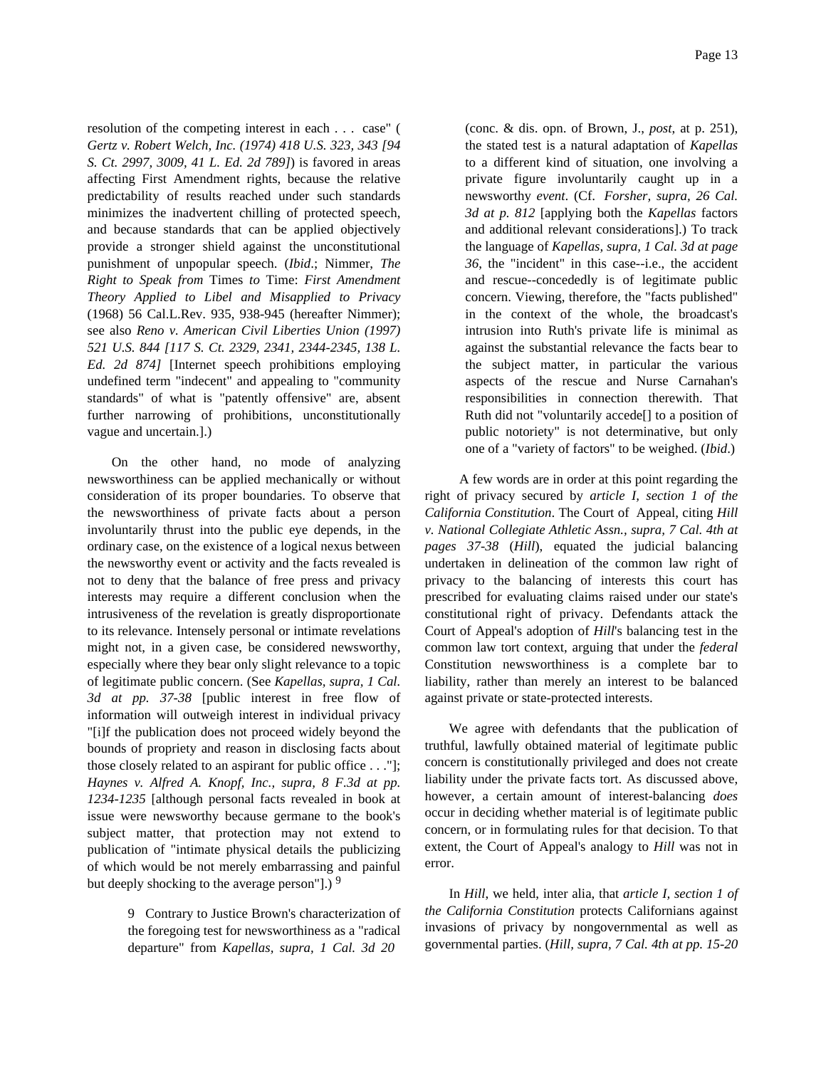resolution of the competing interest in each . . . case" ( *Gertz v. Robert Welch, Inc. (1974) 418 U.S. 323, 343 [94 S. Ct. 2997, 3009, 41 L. Ed. 2d 789]*) is favored in areas affecting First Amendment rights, because the relative predictability of results reached under such standards minimizes the inadvertent chilling of protected speech, and because standards that can be applied objectively provide a stronger shield against the unconstitutional punishment of unpopular speech. (*Ibid*.; Nimmer, *The Right to Speak from* Times *to* Time: *First Amendment Theory Applied to Libel and Misapplied to Privacy* (1968) 56 Cal.L.Rev. 935, 938-945 (hereafter Nimmer); see also *Reno v. American Civil Liberties Union (1997) 521 U.S. 844 [117 S. Ct. 2329, 2341, 2344-2345, 138 L. Ed. 2d 874]* [Internet speech prohibitions employing undefined term "indecent" and appealing to "community standards" of what is "patently offensive" are, absent further narrowing of prohibitions, unconstitutionally vague and uncertain.].)

On the other hand, no mode of analyzing newsworthiness can be applied mechanically or without consideration of its proper boundaries. To observe that the newsworthiness of private facts about a person involuntarily thrust into the public eye depends, in the ordinary case, on the existence of a logical nexus between the newsworthy event or activity and the facts revealed is not to deny that the balance of free press and privacy interests may require a different conclusion when the intrusiveness of the revelation is greatly disproportionate to its relevance. Intensely personal or intimate revelations might not, in a given case, be considered newsworthy, especially where they bear only slight relevance to a topic of legitimate public concern. (See *Kapellas, supra, 1 Cal. 3d at pp. 37-38* [public interest in free flow of information will outweigh interest in individual privacy "[i]f the publication does not proceed widely beyond the bounds of propriety and reason in disclosing facts about those closely related to an aspirant for public office . . ."]; *Haynes v. Alfred A. Knopf, Inc., supra, 8 F.3d at pp. 1234-1235* [although personal facts revealed in book at issue were newsworthy because germane to the book's subject matter, that protection may not extend to publication of "intimate physical details the publicizing of which would be not merely embarrassing and painful but deeply shocking to the average person"].) [9]

> 9 Contrary to Justice Brown's characterization of the foregoing test for newsworthiness as a "radical departure" from *Kapellas, supra, 1 Cal. 3d 20* (conc. & dis. opn. of Brown, J., *post*, at p. 251), the stated test is a natural adaptation of *Kapellas* to a different kind of situation, one involving a private figure involuntarily caught up in a newsworthy *event*. (Cf. *Forsher, supra, 26 Cal. 3d at p. 812* [applying both the *Kapellas* factors and additional relevant considerations].) To track the language of *Kapellas, supra, 1 Cal. 3d at page 36*, the "incident" in this case--i.e., the accident and rescue--concededly is of legitimate public concern. Viewing, therefore, the "facts published" in the context of the whole, the broadcast's intrusion into Ruth's private life is minimal as against the substantial relevance the facts bear to the subject matter, in particular the various aspects of the rescue and Nurse Carnahan's responsibilities in connection therewith. That Ruth did not "voluntarily accede[] to a position of public notoriety" is not determinative, but only one of a "variety of factors" to be weighed. (*Ibid*.)

A few words are in order at this point regarding the right of privacy secured by *article I, section 1 of the California Constitution*. The Court of Appeal, citing *Hill v. National Collegiate Athletic Assn., supra, 7 Cal. 4th at pages 37-38* (*Hill*), equated the judicial balancing undertaken in delineation of the common law right of privacy to the balancing of interests this court has prescribed for evaluating claims raised under our state's constitutional right of privacy. Defendants attack the Court of Appeal's adoption of *Hill*'s balancing test in the common law tort context, arguing that under the *federal* Constitution newsworthiness is a complete bar to liability, rather than merely an interest to be balanced against private or state-protected interests.

We agree with defendants that the publication of truthful, lawfully obtained material of legitimate public concern is constitutionally privileged and does not create liability under the private facts tort. As discussed above, however, a certain amount of interest-balancing *does* occur in deciding whether material is of legitimate public concern, or in formulating rules for that decision. To that extent, the Court of Appeal's analogy to *Hill* was not in error.

In *Hill*, we held, inter alia, that *article I, section 1 of the California Constitution* protects Californians against invasions of privacy by nongovernmental as well as governmental parties. (*Hill*, *supra, 7 Cal. 4th at pp. 15-20*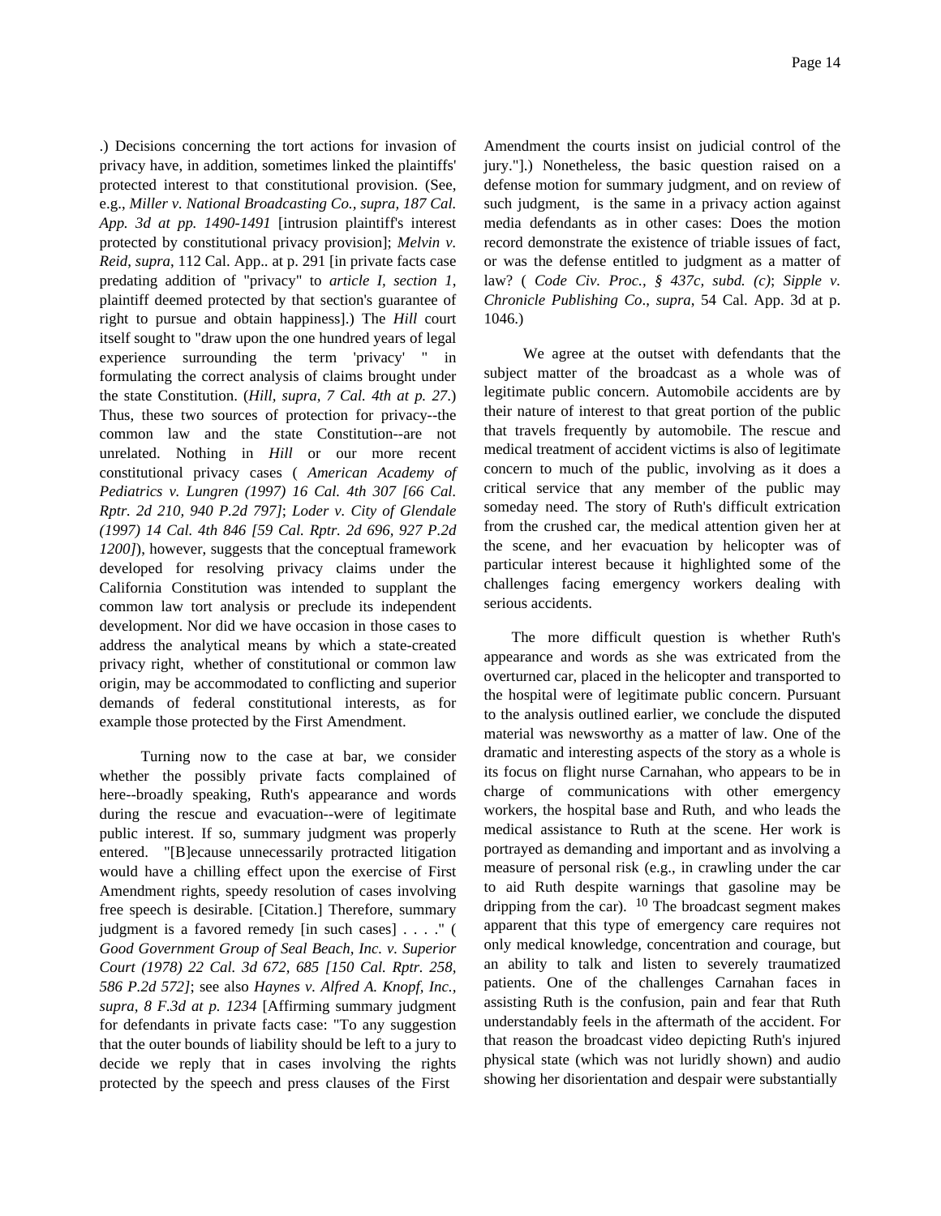.) Decisions concerning the tort actions for invasion of privacy have, in addition, sometimes linked the plaintiffs' protected interest to that constitutional provision. (See, e.g., *Miller v. National Broadcasting Co.*, *supra, 187 Cal. App. 3d at pp. 1490-1491* [intrusion plaintiff's interest protected by constitutional privacy provision]; *Melvin v. Reid*, *supra*, 112 Cal. App.. at p. 291 [in private facts case predating addition of "privacy" to *article I, section 1*, plaintiff deemed protected by that section's guarantee of right to pursue and obtain happiness].) The *Hill* court itself sought to "draw upon the one hundred years of legal experience surrounding the term 'privacy' " in formulating the correct analysis of claims brought under the state Constitution. (*Hill, supra, 7 Cal. 4th at p. 27*.) Thus, these two sources of protection for privacy--the common law and the state Constitution--are not unrelated. Nothing in *Hill* or our more recent constitutional privacy cases ( *American Academy of Pediatrics v. Lungren (1997) 16 Cal. 4th 307 [66 Cal. Rptr. 2d 210, 940 P.2d 797]*; *Loder v. City of Glendale (1997) 14 Cal. 4th 846 [59 Cal. Rptr. 2d 696, 927 P.2d 1200]*), however, suggests that the conceptual framework developed for resolving privacy claims under the California Constitution was intended to supplant the common law tort analysis or preclude its independent development. Nor did we have occasion in those cases to address the analytical means by which a state-created privacy right, whether of constitutional or common law origin, may be accommodated to conflicting and superior demands of federal constitutional interests, as for example those protected by the First Amendment.

Turning now to the case at bar, we consider whether the possibly private facts complained of here--broadly speaking, Ruth's appearance and words during the rescue and evacuation--were of legitimate public interest. If so, summary judgment was properly entered. "[B]ecause unnecessarily protracted litigation would have a chilling effect upon the exercise of First Amendment rights, speedy resolution of cases involving free speech is desirable. [Citation.] Therefore, summary judgment is a favored remedy [in such cases] . . . ." ( *Good Government Group of Seal Beach, Inc. v. Superior Court (1978) 22 Cal. 3d 672, 685 [150 Cal. Rptr. 258, 586 P.2d 572]*; see also *Haynes v. Alfred A. Knopf, Inc.*, *supra, 8 F.3d at p. 1234* [Affirming summary judgment for defendants in private facts case: "To any suggestion that the outer bounds of liability should be left to a jury to decide we reply that in cases involving the rights protected by the speech and press clauses of the First Amendment the courts insist on judicial control of the jury."].) Nonetheless, the basic question raised on a defense motion for summary judgment, and on review of such judgment, is the same in a privacy action against media defendants as in other cases: Does the motion record demonstrate the existence of triable issues of fact, or was the defense entitled to judgment as a matter of law? ( *Code Civ. Proc., § 437c, subd. (c)*; *Sipple v. Chronicle Publishing Co.*, *supra*, 54 Cal. App. 3d at p. 1046.)

We agree at the outset with defendants that the subject matter of the broadcast as a whole was of legitimate public concern. Automobile accidents are by their nature of interest to that great portion of the public that travels frequently by automobile. The rescue and medical treatment of accident victims is also of legitimate concern to much of the public, involving as it does a critical service that any member of the public may someday need. The story of Ruth's difficult extrication from the crushed car, the medical attention given her at the scene, and her evacuation by helicopter was of particular interest because it highlighted some of the challenges facing emergency workers dealing with serious accidents.

The more difficult question is whether Ruth's appearance and words as she was extricated from the overturned car, placed in the helicopter and transported to the hospital were of legitimate public concern. Pursuant to the analysis outlined earlier, we conclude the disputed material was newsworthy as a matter of law. One of the dramatic and interesting aspects of the story as a whole is its focus on flight nurse Carnahan, who appears to be in charge of communications with other emergency workers, the hospital base and Ruth, and who leads the medical assistance to Ruth at the scene. Her work is portrayed as demanding and important and as involving a measure of personal risk (e.g., in crawling under the car to aid Ruth despite warnings that gasoline may be dripping from the car). [10] The broadcast segment makes apparent that this type of emergency care requires not only medical knowledge, concentration and courage, but an ability to talk and listen to severely traumatized patients. One of the challenges Carnahan faces in assisting Ruth is the confusion, pain and fear that Ruth understandably feels in the aftermath of the accident. For that reason the broadcast video depicting Ruth's injured physical state (which was not luridly shown) and audio showing her disorientation and despair were substantially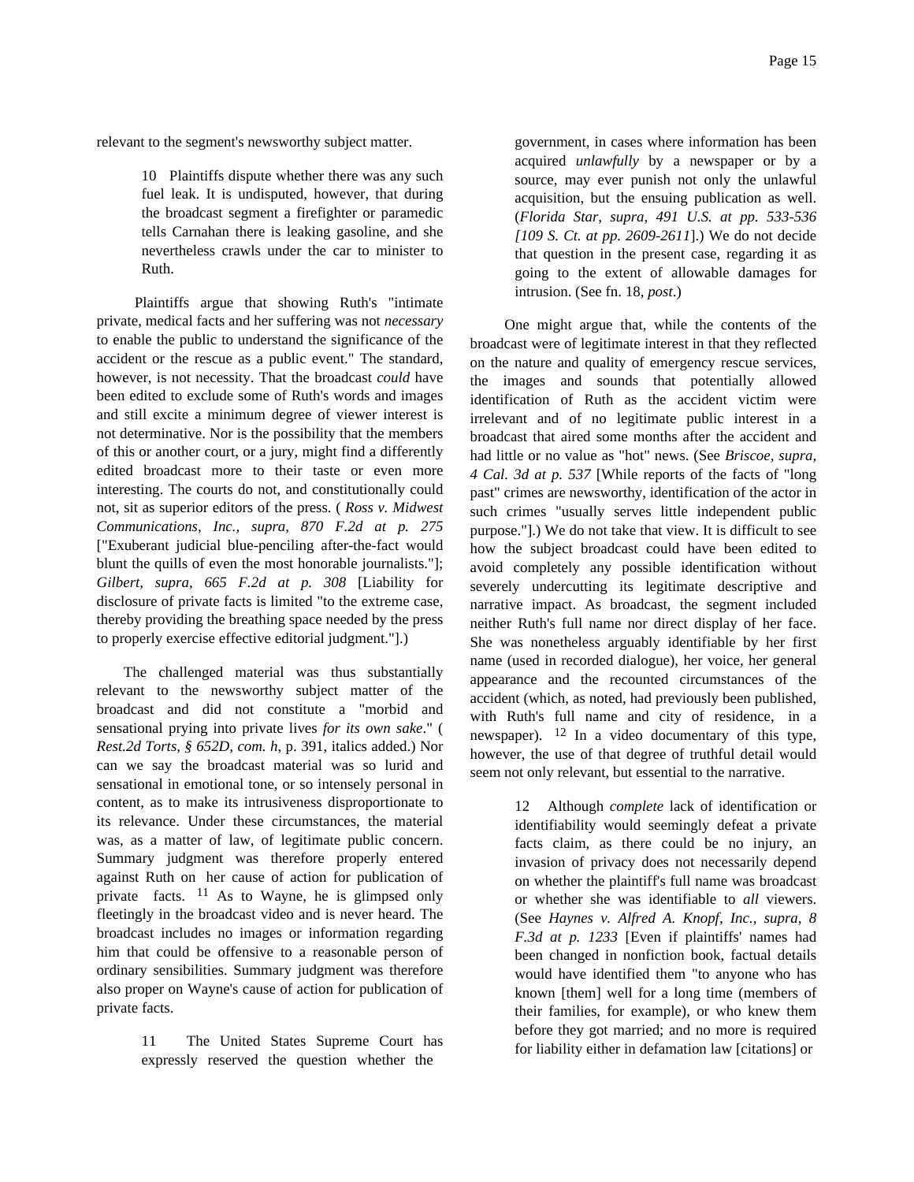relevant to the segment's newsworthy subject matter.

> 10 Plaintiffs dispute whether there was any such fuel leak. It is undisputed, however, that during the broadcast segment a firefighter or paramedic tells Carnahan there is leaking gasoline, and she nevertheless crawls under the car to minister to Ruth.

Plaintiffs argue that showing Ruth's "intimate private, medical facts and her suffering was not *necessary* to enable the public to understand the significance of the accident or the rescue as a public event." The standard, however, is not necessity. That the broadcast *could* have been edited to exclude some of Ruth's words and images and still excite a minimum degree of viewer interest is not determinative. Nor is the possibility that the members of this or another court, or a jury, might find a differently edited broadcast more to their taste or even more interesting. The courts do not, and constitutionally could not, sit as superior editors of the press. ( *Ross v. Midwest Communications, Inc., supra, 870 F.2d at p. 275* ["Exuberant judicial blue-penciling after-the-fact would blunt the quills of even the most honorable journalists."]; *Gilbert, supra, 665 F.2d at p. 308* [Liability for disclosure of private facts is limited "to the extreme case, thereby providing the breathing space needed by the press to properly exercise effective editorial judgment."].)

The challenged material was thus substantially relevant to the newsworthy subject matter of the broadcast and did not constitute a "morbid and sensational prying into private lives *for its own sake*." ( *Rest.2d Torts, § 652D, com. h,* p. 391, italics added.) Nor can we say the broadcast material was so lurid and sensational in emotional tone, or so intensely personal in content, as to make its intrusiveness disproportionate to its relevance. Under these circumstances, the material was, as a matter of law, of legitimate public concern. Summary judgment was therefore properly entered against Ruth on her cause of action for publication of private facts. [11] As to Wayne, he is glimpsed only fleetingly in the broadcast video and is never heard. The broadcast includes no images or information regarding him that could be offensive to a reasonable person of ordinary sensibilities. Summary judgment was therefore also proper on Wayne's cause of action for publication of private facts.

> 11 The United States Supreme Court has expressly reserved the question whether the government, in cases where information has been acquired *unlawfully* by a newspaper or by a source, may ever punish not only the unlawful acquisition, but the ensuing publication as well. (*Florida Star, supra, 491 U.S. at pp. 533-536 [109 S. Ct. at pp. 2609-2611*].) We do not decide that question in the present case, regarding it as going to the extent of allowable damages for intrusion. (See fn. 18, *post*.)

One might argue that, while the contents of the broadcast were of legitimate interest in that they reflected on the nature and quality of emergency rescue services, the images and sounds that potentially allowed identification of Ruth as the accident victim were irrelevant and of no legitimate public interest in a broadcast that aired some months after the accident and had little or no value as "hot" news. (See *Briscoe, supra, 4 Cal. 3d at p. 537* [While reports of the facts of "long past" crimes are newsworthy, identification of the actor in such crimes "usually serves little independent public purpose."].) We do not take that view. It is difficult to see how the subject broadcast could have been edited to avoid completely any possible identification without severely undercutting its legitimate descriptive and narrative impact. As broadcast, the segment included neither Ruth's full name nor direct display of her face. She was nonetheless arguably identifiable by her first name (used in recorded dialogue), her voice, her general appearance and the recounted circumstances of the accident (which, as noted, had previously been published, with Ruth's full name and city of residence, in a newspaper). [12] In a video documentary of this type, however, the use of that degree of truthful detail would seem not only relevant, but essential to the narrative.

> 12 Although *complete* lack of identification or identifiability would seemingly defeat a private facts claim, as there could be no injury, an invasion of privacy does not necessarily depend on whether the plaintiff's full name was broadcast or whether she was identifiable to *all* viewers. (See *Haynes v. Alfred A. Knopf, Inc., supra, 8 F.3d at p. 1233* [Even if plaintiffs' names had been changed in nonfiction book, factual details would have identified them "to anyone who has known [them] well for a long time (members of their families, for example), or who knew them before they got married; and no more is required for liability either in defamation law [citations] or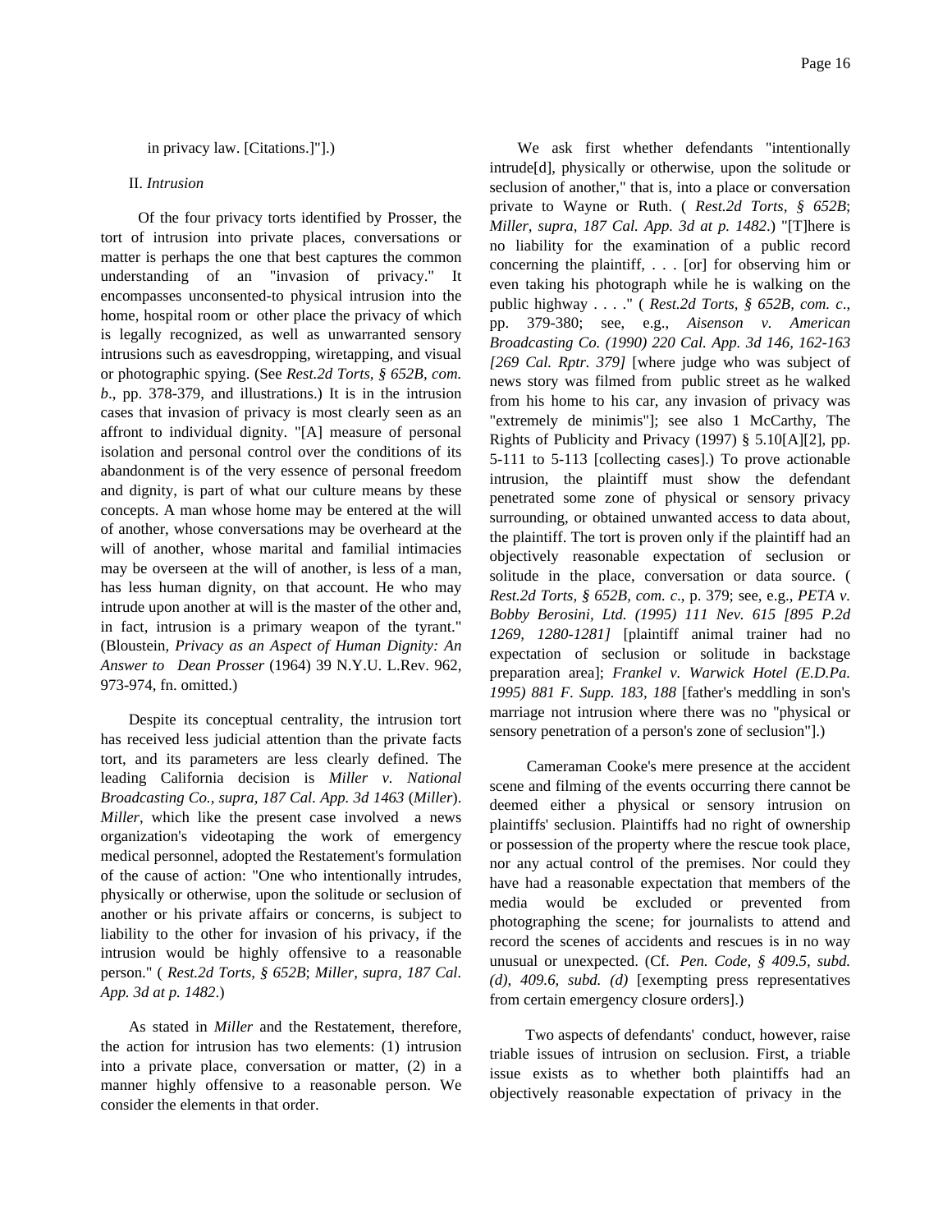in privacy law. [Citations.]"].)

## II. *Intrusion*

Of the four privacy torts identified by Prosser, the tort of intrusion into private places, conversations or matter is perhaps the one that best captures the common understanding of an "invasion of privacy." It encompasses unconsented-to physical intrusion into the home, hospital room or other place the privacy of which is legally recognized, as well as unwarranted sensory intrusions such as eavesdropping, wiretapping, and visual or photographic spying. (See *Rest.2d Torts, § 652B, com. b*., pp. 378-379, and illustrations.) It is in the intrusion cases that invasion of privacy is most clearly seen as an affront to individual dignity. "[A] measure of personal isolation and personal control over the conditions of its abandonment is of the very essence of personal freedom and dignity, is part of what our culture means by these concepts. A man whose home may be entered at the will of another, whose conversations may be overheard at the will of another, whose marital and familial intimacies may be overseen at the will of another, is less of a man, has less human dignity, on that account. He who may intrude upon another at will is the master of the other and, in fact, intrusion is a primary weapon of the tyrant." (Bloustein, *Privacy as an Aspect of Human Dignity: An Answer to Dean Prosser* (1964) 39 N.Y.U. L.Rev. 962, 973-974, fn. omitted.)

Despite its conceptual centrality, the intrusion tort has received less judicial attention than the private facts tort, and its parameters are less clearly defined. The leading California decision is *Miller v. National Broadcasting Co., supra, 187 Cal. App. 3d 1463* (*Miller*). *Miller*, which like the present case involved a news organization's videotaping the work of emergency medical personnel, adopted the Restatement's formulation of the cause of action: "One who intentionally intrudes, physically or otherwise, upon the solitude or seclusion of another or his private affairs or concerns, is subject to liability to the other for invasion of his privacy, if the intrusion would be highly offensive to a reasonable person." ( *Rest.2d Torts, § 652B*; *Miller, supra, 187 Cal. App. 3d at p. 1482*.)

As stated in *Miller* and the Restatement, therefore, the action for intrusion has two elements: (1) intrusion into a private place, conversation or matter, (2) in a manner highly offensive to a reasonable person. We consider the elements in that order.

We ask first whether defendants "intentionally intrude[d], physically or otherwise, upon the solitude or seclusion of another," that is, into a place or conversation private to Wayne or Ruth. ( *Rest.2d Torts, § 652B*; *Miller, supra, 187 Cal. App. 3d at p. 1482*.) "[T]here is no liability for the examination of a public record concerning the plaintiff, . . . [or] for observing him or even taking his photograph while he is walking on the public highway . . . ." ( *Rest.2d Torts, § 652B, com. c*., pp. 379-380; see, e.g., *Aisenson v. American Broadcasting Co. (1990) 220 Cal. App. 3d 146, 162-163 [269 Cal. Rptr. 379]* [where judge who was subject of news story was filmed from public street as he walked from his home to his car, any invasion of privacy was "extremely de minimis"]; see also 1 McCarthy, The Rights of Publicity and Privacy (1997) § 5.10[A][2], pp. 5-111 to 5-113 [collecting cases].) To prove actionable intrusion, the plaintiff must show the defendant penetrated some zone of physical or sensory privacy surrounding, or obtained unwanted access to data about, the plaintiff. The tort is proven only if the plaintiff had an objectively reasonable expectation of seclusion or solitude in the place, conversation or data source. ( *Rest.2d Torts, § 652B, com. c*., p. 379; see, e.g., *PETA v. Bobby Berosini, Ltd. (1995) 111 Nev. 615 [895 P.2d 1269, 1280-1281]* [plaintiff animal trainer had no expectation of seclusion or solitude in backstage preparation area]; *Frankel v. Warwick Hotel (E.D.Pa. 1995) 881 F. Supp. 183, 188* [father's meddling in son's marriage not intrusion where there was no "physical or sensory penetration of a person's zone of seclusion"].)

Cameraman Cooke's mere presence at the accident scene and filming of the events occurring there cannot be deemed either a physical or sensory intrusion on plaintiffs' seclusion. Plaintiffs had no right of ownership or possession of the property where the rescue took place, nor any actual control of the premises. Nor could they have had a reasonable expectation that members of the media would be excluded or prevented from photographing the scene; for journalists to attend and record the scenes of accidents and rescues is in no way unusual or unexpected. (Cf. *Pen. Code, § 409.5, subd. (d)*, *409.6, subd. (d)* [exempting press representatives from certain emergency closure orders].)

Two aspects of defendants' conduct, however, raise triable issues of intrusion on seclusion. First, a triable issue exists as to whether both plaintiffs had an objectively reasonable expectation of privacy in the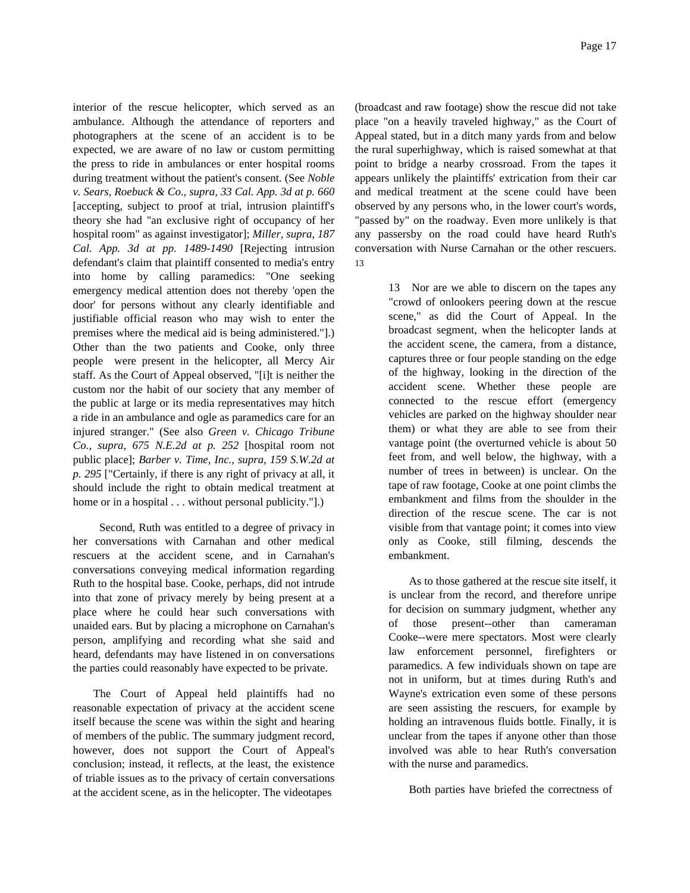interior of the rescue helicopter, which served as an ambulance. Although the attendance of reporters and photographers at the scene of an accident is to be expected, we are aware of no law or custom permitting the press to ride in ambulances or enter hospital rooms during treatment without the patient's consent. (See *Noble v. Sears, Roebuck & Co., supra, 33 Cal. App. 3d at p. 660* [accepting, subject to proof at trial, intrusion plaintiff's theory she had "an exclusive right of occupancy of her hospital room" as against investigator]; *Miller, supra, 187 Cal. App. 3d at pp. 1489-1490* [Rejecting intrusion defendant's claim that plaintiff consented to media's entry into home by calling paramedics: "One seeking emergency medical attention does not thereby 'open the door' for persons without any clearly identifiable and justifiable official reason who may wish to enter the premises where the medical aid is being administered."].) Other than the two patients and Cooke, only three people were present in the helicopter, all Mercy Air staff. As the Court of Appeal observed, "[i]t is neither the custom nor the habit of our society that any member of the public at large or its media representatives may hitch a ride in an ambulance and ogle as paramedics care for an injured stranger." (See also *Green v. Chicago Tribune Co., supra, 675 N.E.2d at p. 252* [hospital room not public place]; *Barber v. Time, Inc., supra, 159 S.W.2d at p. 295* ["Certainly, if there is any right of privacy at all, it should include the right to obtain medical treatment at home or in a hospital . . . without personal publicity."].)

Second, Ruth was entitled to a degree of privacy in her conversations with Carnahan and other medical rescuers at the accident scene, and in Carnahan's conversations conveying medical information regarding Ruth to the hospital base. Cooke, perhaps, did not intrude into that zone of privacy merely by being present at a place where he could hear such conversations with unaided ears. But by placing a microphone on Carnahan's person, amplifying and recording what she said and heard, defendants may have listened in on conversations the parties could reasonably have expected to be private.

The Court of Appeal held plaintiffs had no reasonable expectation of privacy at the accident scene itself because the scene was within the sight and hearing of members of the public. The summary judgment record, however, does not support the Court of Appeal's conclusion; instead, it reflects, at the least, the existence of triable issues as to the privacy of certain conversations at the accident scene, as in the helicopter. The videotapes (broadcast and raw footage) show the rescue did not take place "on a heavily traveled highway," as the Court of Appeal stated, but in a ditch many yards from and below the rural superhighway, which is raised somewhat at that point to bridge a nearby crossroad. From the tapes it appears unlikely the plaintiffs' extrication from their car and medical treatment at the scene could have been observed by any persons who, in the lower court's words, "passed by" on the roadway. Even more unlikely is that any passersby on the road could have heard Ruth's conversation with Nurse Carnahan or the other rescuers. 13

> 13 Nor are we able to discern on the tapes any "crowd of onlookers peering down at the rescue scene," as did the Court of Appeal. In the broadcast segment, when the helicopter lands at the accident scene, the camera, from a distance, captures three or four people standing on the edge of the highway, looking in the direction of the accident scene. Whether these people are connected to the rescue effort (emergency vehicles are parked on the highway shoulder near them) or what they are able to see from their vantage point (the overturned vehicle is about 50 feet from, and well below, the highway, with a number of trees in between) is unclear. On the tape of raw footage, Cooke at one point climbs the embankment and films from the shoulder in the direction of the rescue scene. The car is not visible from that vantage point; it comes into view only as Cooke, still filming, descends the embankment.
>
> As to those gathered at the rescue site itself, it is unclear from the record, and therefore unripe for decision on summary judgment, whether any of those present--other than cameraman Cooke--were mere spectators. Most were clearly law enforcement personnel, firefighters or paramedics. A few individuals shown on tape are not in uniform, but at times during Ruth's and Wayne's extrication even some of these persons are seen assisting the rescuers, for example by holding an intravenous fluids bottle. Finally, it is unclear from the tapes if anyone other than those involved was able to hear Ruth's conversation with the nurse and paramedics.
>
> Both parties have briefed the correctness of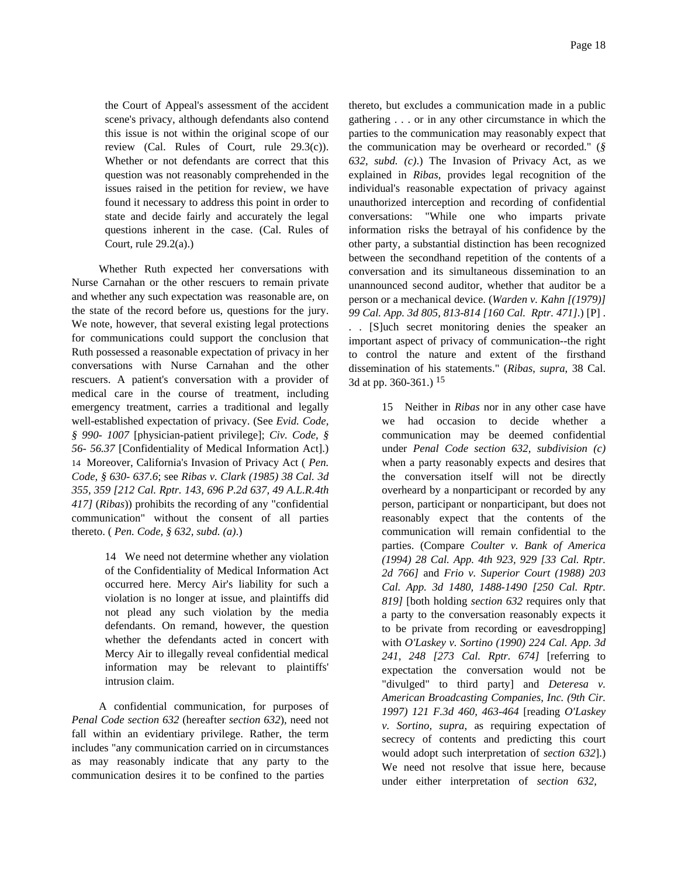the Court of Appeal's assessment of the accident scene's privacy, although defendants also contend this issue is not within the original scope of our review (Cal. Rules of Court, rule 29.3(c)). Whether or not defendants are correct that this question was not reasonably comprehended in the issues raised in the petition for review, we have found it necessary to address this point in order to state and decide fairly and accurately the legal questions inherent in the case. (Cal. Rules of Court, rule 29.2(a).)

Whether Ruth expected her conversations with Nurse Carnahan or the other rescuers to remain private and whether any such expectation was reasonable are, on the state of the record before us, questions for the jury. We note, however, that several existing legal protections for communications could support the conclusion that Ruth possessed a reasonable expectation of privacy in her conversations with Nurse Carnahan and the other rescuers. A patient's conversation with a provider of medical care in the course of treatment, including emergency treatment, carries a traditional and legally well-established expectation of privacy. (See *Evid. Code, § 990- 1007* [physician-patient privilege]; *Civ. Code, § 56- 56.37* [Confidentiality of Medical Information Act].) 14 Moreover, California's Invasion of Privacy Act ( *Pen. Code, § 630- 637.6*; see *Ribas v. Clark (1985) 38 Cal. 3d 355, 359 [212 Cal. Rptr. 143, 696 P.2d 637, 49 A.L.R.4th 417]* (*Ribas*)) prohibits the recording of any "confidential communication" without the consent of all parties thereto. ( *Pen. Code, § 632, subd. (a)*.)

> 14 We need not determine whether any violation of the Confidentiality of Medical Information Act occurred here. Mercy Air's liability for such a violation is no longer at issue, and plaintiffs did not plead any such violation by the media defendants. On remand, however, the question whether the defendants acted in concert with Mercy Air to illegally reveal confidential medical information may be relevant to plaintiffs' intrusion claim.

A confidential communication, for purposes of *Penal Code section 632* (hereafter *section 632*), need not fall within an evidentiary privilege. Rather, the term includes "any communication carried on in circumstances as may reasonably indicate that any party to the communication desires it to be confined to the parties thereto, but excludes a communication made in a public gathering . . . or in any other circumstance in which the parties to the communication may reasonably expect that the communication may be overheard or recorded." (*§ 632, subd. (c)*.) The Invasion of Privacy Act, as we explained in *Ribas*, provides legal recognition of the individual's reasonable expectation of privacy against unauthorized interception and recording of confidential conversations: "While one who imparts private information risks the betrayal of his confidence by the other party, a substantial distinction has been recognized between the secondhand repetition of the contents of a conversation and its simultaneous dissemination to an unannounced second auditor, whether that auditor be a person or a mechanical device. (*Warden v. Kahn [(1979)] 99 Cal. App. 3d 805, 813-814 [160 Cal. Rptr. 471]*.) [P] . . . [S]uch secret monitoring denies the speaker an important aspect of privacy of communication--the right to control the nature and extent of the firsthand dissemination of his statements." (*Ribas*, *supra*, 38 Cal. 3d at pp. 360-361.) 15

> 15 Neither in *Ribas* nor in any other case have we had occasion to decide whether a communication may be deemed confidential under *Penal Code section 632, subdivision (c)* when a party reasonably expects and desires that the conversation itself will not be directly overheard by a nonparticipant or recorded by any person, participant or nonparticipant, but does not reasonably expect that the contents of the communication will remain confidential to the parties. (Compare *Coulter v. Bank of America (1994) 28 Cal. App. 4th 923, 929 [33 Cal. Rptr. 2d 766]* and *Frio v. Superior Court (1988) 203 Cal. App. 3d 1480, 1488-1490 [250 Cal. Rptr. 819]* [both holding *section 632* requires only that a party to the conversation reasonably expects it to be private from recording or eavesdropping] with *O'Laskey v. Sortino (1990) 224 Cal. App. 3d 241, 248 [273 Cal. Rptr. 674]* [referring to expectation the conversation would not be "divulged" to third party] and *Deteresa v. American Broadcasting Companies, Inc. (9th Cir. 1997) 121 F.3d 460, 463-464* [reading *O'Laskey v. Sortino, supra*, as requiring expectation of secrecy of contents and predicting this court would adopt such interpretation of *section 632*].) We need not resolve that issue here, because under either interpretation of *section 632*,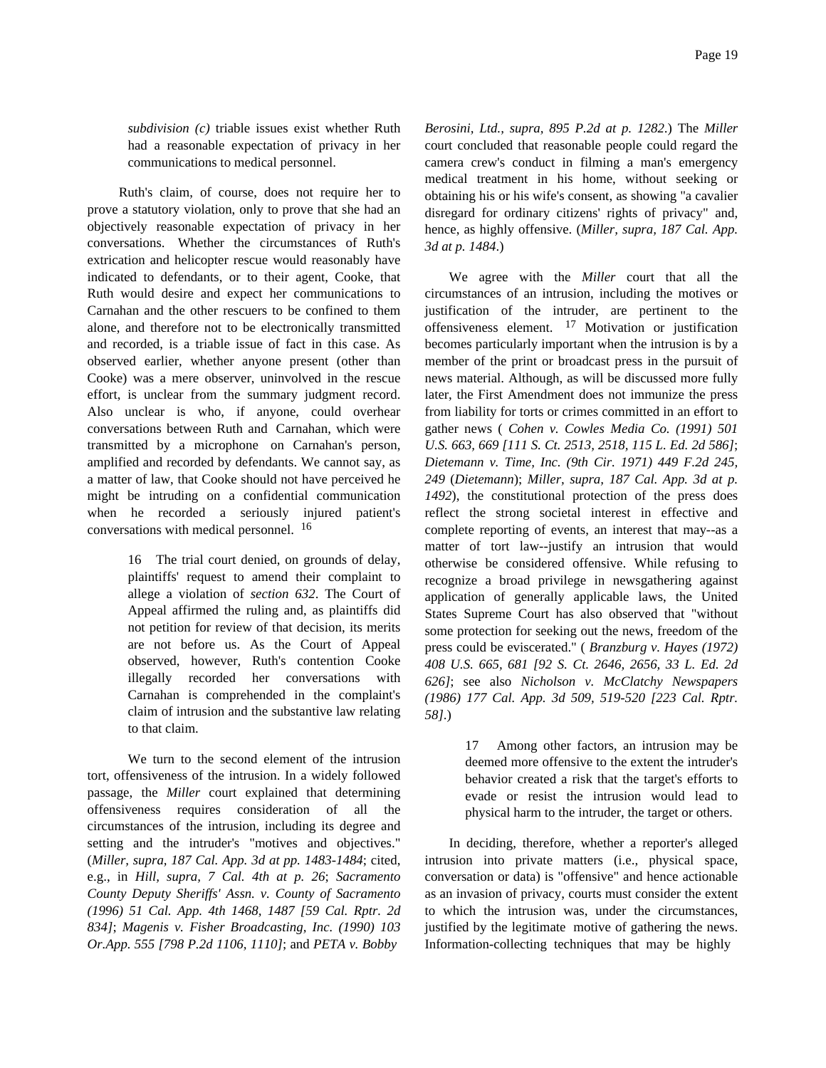subdivision (c) triable issues exist whether Ruth had a reasonable expectation of privacy in her communications to medical personnel.

Ruth's claim, of course, does not require her to prove a statutory violation, only to prove that she had an objectively reasonable expectation of privacy in her conversations. Whether the circumstances of Ruth's extrication and helicopter rescue would reasonably have indicated to defendants, or to their agent, Cooke, that Ruth would desire and expect her communications to Carnahan and the other rescuers to be confined to them alone, and therefore not to be electronically transmitted and recorded, is a triable issue of fact in this case. As observed earlier, whether anyone present (other than Cooke) was a mere observer, uninvolved in the rescue effort, is unclear from the summary judgment record. Also unclear is who, if anyone, could overhear conversations between Ruth and Carnahan, which were transmitted by a microphone on Carnahan's person, amplified and recorded by defendants. We cannot say, as a matter of law, that Cooke should not have perceived he might be intruding on a confidential communication when he recorded a seriously injured patient's conversations with medical personnel. [16]

> 16 The trial court denied, on grounds of delay, plaintiffs' request to amend their complaint to allege a violation of *section 632*. The Court of Appeal affirmed the ruling and, as plaintiffs did not petition for review of that decision, its merits are not before us. As the Court of Appeal observed, however, Ruth's contention Cooke illegally recorded her conversations with Carnahan is comprehended in the complaint's claim of intrusion and the substantive law relating to that claim.

We turn to the second element of the intrusion tort, offensiveness of the intrusion. In a widely followed passage, the *Miller* court explained that determining offensiveness requires consideration of all the circumstances of the intrusion, including its degree and setting and the intruder's "motives and objectives." (*Miller, supra, 187 Cal. App. 3d at pp. 1483-1484*; cited, e.g., in *Hill, supra, 7 Cal. 4th at p. 26*; *Sacramento County Deputy Sheriffs' Assn. v. County of Sacramento (1996) 51 Cal. App. 4th 1468, 1487 [59 Cal. Rptr. 2d 834]*; *Magenis v. Fisher Broadcasting, Inc. (1990) 103 Or.App. 555 [798 P.2d 1106, 1110]*; and *PETA v. Bobby Berosini, Ltd., supra, 895 P.2d at p. 1282*.) The *Miller* court concluded that reasonable people could regard the camera crew's conduct in filming a man's emergency medical treatment in his home, without seeking or obtaining his or his wife's consent, as showing "a cavalier disregard for ordinary citizens' rights of privacy" and, hence, as highly offensive. (*Miller, supra, 187 Cal. App. 3d at p. 1484*.)

We agree with the *Miller* court that all the circumstances of an intrusion, including the motives or justification of the intruder, are pertinent to the offensiveness element. [17] Motivation or justification becomes particularly important when the intrusion is by a member of the print or broadcast press in the pursuit of news material. Although, as will be discussed more fully later, the First Amendment does not immunize the press from liability for torts or crimes committed in an effort to gather news ( *Cohen v. Cowles Media Co. (1991) 501 U.S. 663, 669 [111 S. Ct. 2513, 2518, 115 L. Ed. 2d 586]*; *Dietemann v. Time, Inc. (9th Cir. 1971) 449 F.2d 245, 249* (*Dietemann*); *Miller, supra, 187 Cal. App. 3d at p. 1492*), the constitutional protection of the press does reflect the strong societal interest in effective and complete reporting of events, an interest that may--as a matter of tort law--justify an intrusion that would otherwise be considered offensive. While refusing to recognize a broad privilege in newsgathering against application of generally applicable laws, the United States Supreme Court has also observed that "without some protection for seeking out the news, freedom of the press could be eviscerated." ( *Branzburg v. Hayes (1972) 408 U.S. 665, 681 [92 S. Ct. 2646, 2656, 33 L. Ed. 2d 626]*; see also *Nicholson v. McClatchy Newspapers (1986) 177 Cal. App. 3d 509, 519-520 [223 Cal. Rptr. 58]*.)

> 17 Among other factors, an intrusion may be deemed more offensive to the extent the intruder's behavior created a risk that the target's efforts to evade or resist the intrusion would lead to physical harm to the intruder, the target or others.

In deciding, therefore, whether a reporter's alleged intrusion into private matters (i.e., physical space, conversation or data) is "offensive" and hence actionable as an invasion of privacy, courts must consider the extent to which the intrusion was, under the circumstances, justified by the legitimate motive of gathering the news. Information-collecting techniques that may be highly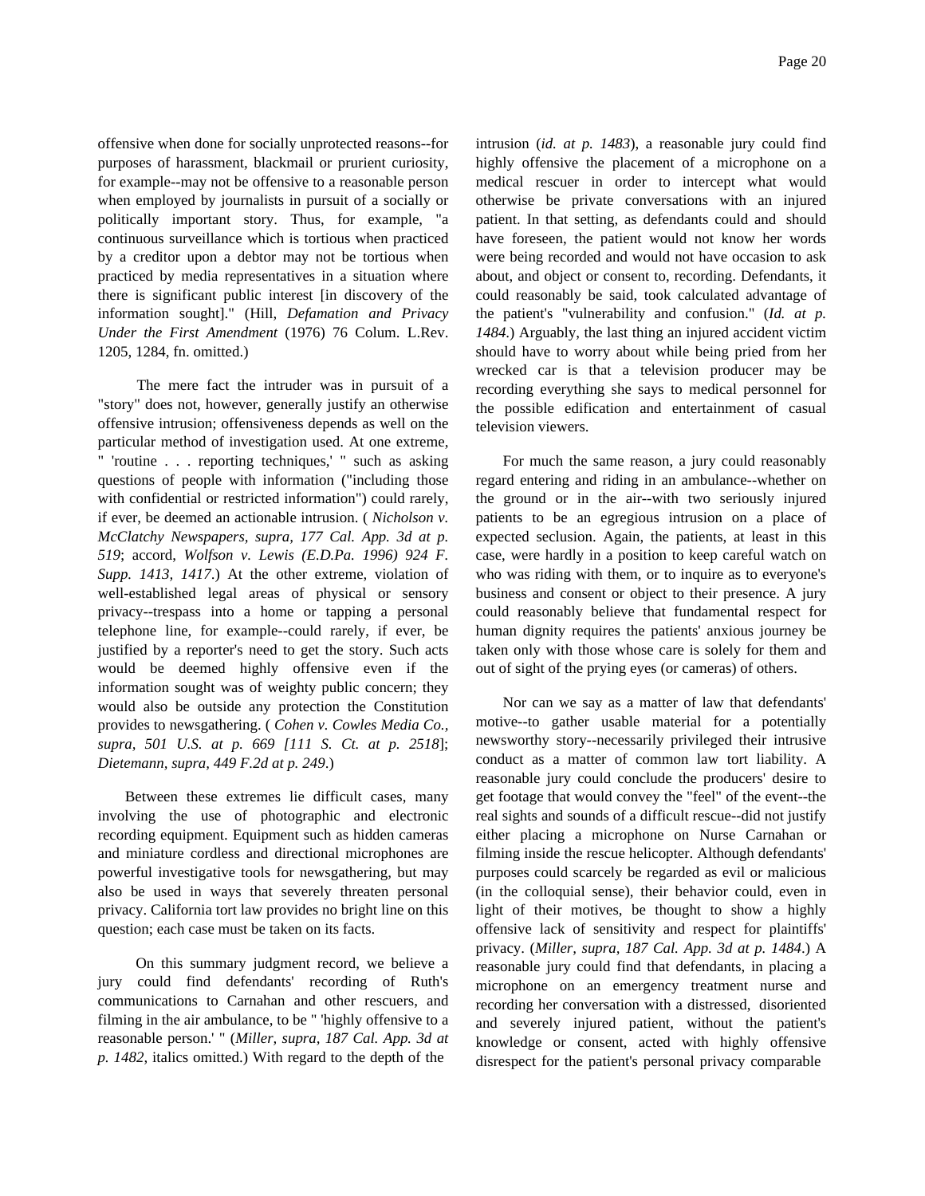offensive when done for socially unprotected reasons--for purposes of harassment, blackmail or prurient curiosity, for example--may not be offensive to a reasonable person when employed by journalists in pursuit of a socially or politically important story. Thus, for example, "a continuous surveillance which is tortious when practiced by a creditor upon a debtor may not be tortious when practiced by media representatives in a situation where there is significant public interest [in discovery of the information sought]." (Hill, *Defamation and Privacy Under the First Amendment* (1976) 76 Colum. L.Rev. 1205, 1284, fn. omitted.)

The mere fact the intruder was in pursuit of a "story" does not, however, generally justify an otherwise offensive intrusion; offensiveness depends as well on the particular method of investigation used. At one extreme, " 'routine . . . reporting techniques,' " such as asking questions of people with information ("including those with confidential or restricted information") could rarely, if ever, be deemed an actionable intrusion. ( *Nicholson v. McClatchy Newspapers, supra, 177 Cal. App. 3d at p. 519*; accord, *Wolfson v. Lewis (E.D.Pa. 1996) 924 F. Supp. 1413, 1417*.) At the other extreme, violation of well-established legal areas of physical or sensory privacy--trespass into a home or tapping a personal telephone line, for example--could rarely, if ever, be justified by a reporter's need to get the story. Such acts would be deemed highly offensive even if the information sought was of weighty public concern; they would also be outside any protection the Constitution provides to newsgathering. ( *Cohen v. Cowles Media Co., supra, 501 U.S. at p. 669 [111 S. Ct. at p. 2518]*; *Dietemann, supra, 449 F.2d at p. 249*.)

Between these extremes lie difficult cases, many involving the use of photographic and electronic recording equipment. Equipment such as hidden cameras and miniature cordless and directional microphones are powerful investigative tools for newsgathering, but may also be used in ways that severely threaten personal privacy. California tort law provides no bright line on this question; each case must be taken on its facts.

On this summary judgment record, we believe a jury could find defendants' recording of Ruth's communications to Carnahan and other rescuers, and filming in the air ambulance, to be " 'highly offensive to a reasonable person.' " (*Miller, supra, 187 Cal. App. 3d at p. 1482*, italics omitted.) With regard to the depth of the intrusion (*id. at p. 1483*), a reasonable jury could find highly offensive the placement of a microphone on a medical rescuer in order to intercept what would otherwise be private conversations with an injured patient. In that setting, as defendants could and should have foreseen, the patient would not know her words were being recorded and would not have occasion to ask about, and object or consent to, recording. Defendants, it could reasonably be said, took calculated advantage of the patient's "vulnerability and confusion." (*Id. at p. 1484*.) Arguably, the last thing an injured accident victim should have to worry about while being pried from her wrecked car is that a television producer may be recording everything she says to medical personnel for the possible edification and entertainment of casual television viewers.

For much the same reason, a jury could reasonably regard entering and riding in an ambulance--whether on the ground or in the air--with two seriously injured patients to be an egregious intrusion on a place of expected seclusion. Again, the patients, at least in this case, were hardly in a position to keep careful watch on who was riding with them, or to inquire as to everyone's business and consent or object to their presence. A jury could reasonably believe that fundamental respect for human dignity requires the patients' anxious journey be taken only with those whose care is solely for them and out of sight of the prying eyes (or cameras) of others.

Nor can we say as a matter of law that defendants' motive--to gather usable material for a potentially newsworthy story--necessarily privileged their intrusive conduct as a matter of common law tort liability. A reasonable jury could conclude the producers' desire to get footage that would convey the "feel" of the event--the real sights and sounds of a difficult rescue--did not justify either placing a microphone on Nurse Carnahan or filming inside the rescue helicopter. Although defendants' purposes could scarcely be regarded as evil or malicious (in the colloquial sense), their behavior could, even in light of their motives, be thought to show a highly offensive lack of sensitivity and respect for plaintiffs' privacy. (*Miller, supra, 187 Cal. App. 3d at p. 1484*.) A reasonable jury could find that defendants, in placing a microphone on an emergency treatment nurse and recording her conversation with a distressed, disoriented and severely injured patient, without the patient's knowledge or consent, acted with highly offensive disrespect for the patient's personal privacy comparable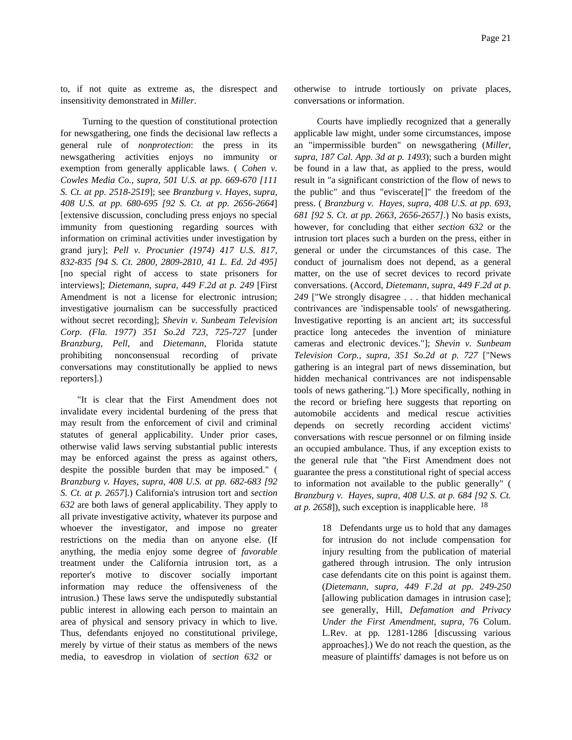to, if not quite as extreme as, the disrespect and insensitivity demonstrated in *Miller*.

Turning to the question of constitutional protection for newsgathering, one finds the decisional law reflects a general rule of *nonprotection*: the press in its newsgathering activities enjoys no immunity or exemption from generally applicable laws. ( *Cohen v. Cowles Media Co., supra, 501 U.S. at pp. 669-670 [111 S. Ct. at pp. 2518-2519*]; see *Branzburg v. Hayes, supra, 408 U.S. at pp. 680-695 [92 S. Ct. at pp. 2656-2664*] [extensive discussion, concluding press enjoys no special immunity from questioning regarding sources with information on criminal activities under investigation by grand jury]; *Pell v. Procunier (1974) 417 U.S. 817, 832-835 [94 S. Ct. 2800, 2809-2810, 41 L. Ed. 2d 495]* [no special right of access to state prisoners for interviews]; *Dietemann, supra, 449 F.2d at p. 249* [First Amendment is not a license for electronic intrusion; investigative journalism can be successfully practiced without secret recording]; *Shevin v. Sunbeam Television Corp. (Fla. 1977) 351 So.2d 723, 725-727* [under *Branzburg*, *Pell*, and *Dietemann*, Florida statute prohibiting nonconsensual recording of private conversations may constitutionally be applied to news reporters].)

"It is clear that the First Amendment does not invalidate every incidental burdening of the press that may result from the enforcement of civil and criminal statutes of general applicability. Under prior cases, otherwise valid laws serving substantial public interests may be enforced against the press as against others, despite the possible burden that may be imposed." ( *Branzburg v. Hayes, supra, 408 U.S. at pp. 682-683 [92 S. Ct. at p. 2657*].) California's intrusion tort and *section 632* are both laws of general applicability. They apply to all private investigative activity, whatever its purpose and whoever the investigator, and impose no greater restrictions on the media than on anyone else. (If anything, the media enjoy some degree of *favorable* treatment under the California intrusion tort, as a reporter's motive to discover socially important information may reduce the offensiveness of the intrusion.) These laws serve the undisputedly substantial public interest in allowing each person to maintain an area of physical and sensory privacy in which to live. Thus, defendants enjoyed no constitutional privilege, merely by virtue of their status as members of the news media, to eavesdrop in violation of *section 632* or otherwise to intrude tortiously on private places, conversations or information.

Courts have impliedly recognized that a generally applicable law might, under some circumstances, impose an "impermissible burden" on newsgathering (*Miller, supra, 187 Cal. App. 3d at p. 1493*); such a burden might be found in a law that, as applied to the press, would result in "a significant constriction of the flow of news to the public" and thus "eviscerate[]" the freedom of the press. ( *Branzburg v. Hayes, supra, 408 U.S. at pp. 693, 681 [92 S. Ct. at pp. 2663, 2656-2657]*.) No basis exists, however, for concluding that either *section 632* or the intrusion tort places such a burden on the press, either in general or under the circumstances of this case. The conduct of journalism does not depend, as a general matter, on the use of secret devices to record private conversations. (Accord, *Dietemann, supra, 449 F.2d at p. 249* ["We strongly disagree . . . that hidden mechanical contrivances are 'indispensable tools' of newsgathering. Investigative reporting is an ancient art; its successful practice long antecedes the invention of miniature cameras and electronic devices."]; *Shevin v. Sunbeam Television Corp., supra, 351 So.2d at p. 727* ["News gathering is an integral part of news dissemination, but hidden mechanical contrivances are not indispensable tools of news gathering."].) More specifically, nothing in the record or briefing here suggests that reporting on automobile accidents and medical rescue activities depends on secretly recording accident victims' conversations with rescue personnel or on filming inside an occupied ambulance. Thus, if any exception exists to the general rule that "the First Amendment does not guarantee the press a constitutional right of special access to information not available to the public generally" ( *Branzburg v. Hayes, supra, 408 U.S. at p. 684 [92 S. Ct. at p. 2658*]), such exception is inapplicable here. [18]

18 Defendants urge us to hold that any damages for intrusion do not include compensation for injury resulting from the publication of material gathered through intrusion. The only intrusion case defendants cite on this point is against them. (*Dietemann, supra, 449 F.2d at pp. 249-250* [allowing publication damages in intrusion case]; see generally, Hill, *Defamation and Privacy Under the First Amendment*, *supra*, 76 Colum. L.Rev. at pp. 1281-1286 [discussing various approaches].) We do not reach the question, as the measure of plaintiffs' damages is not before us on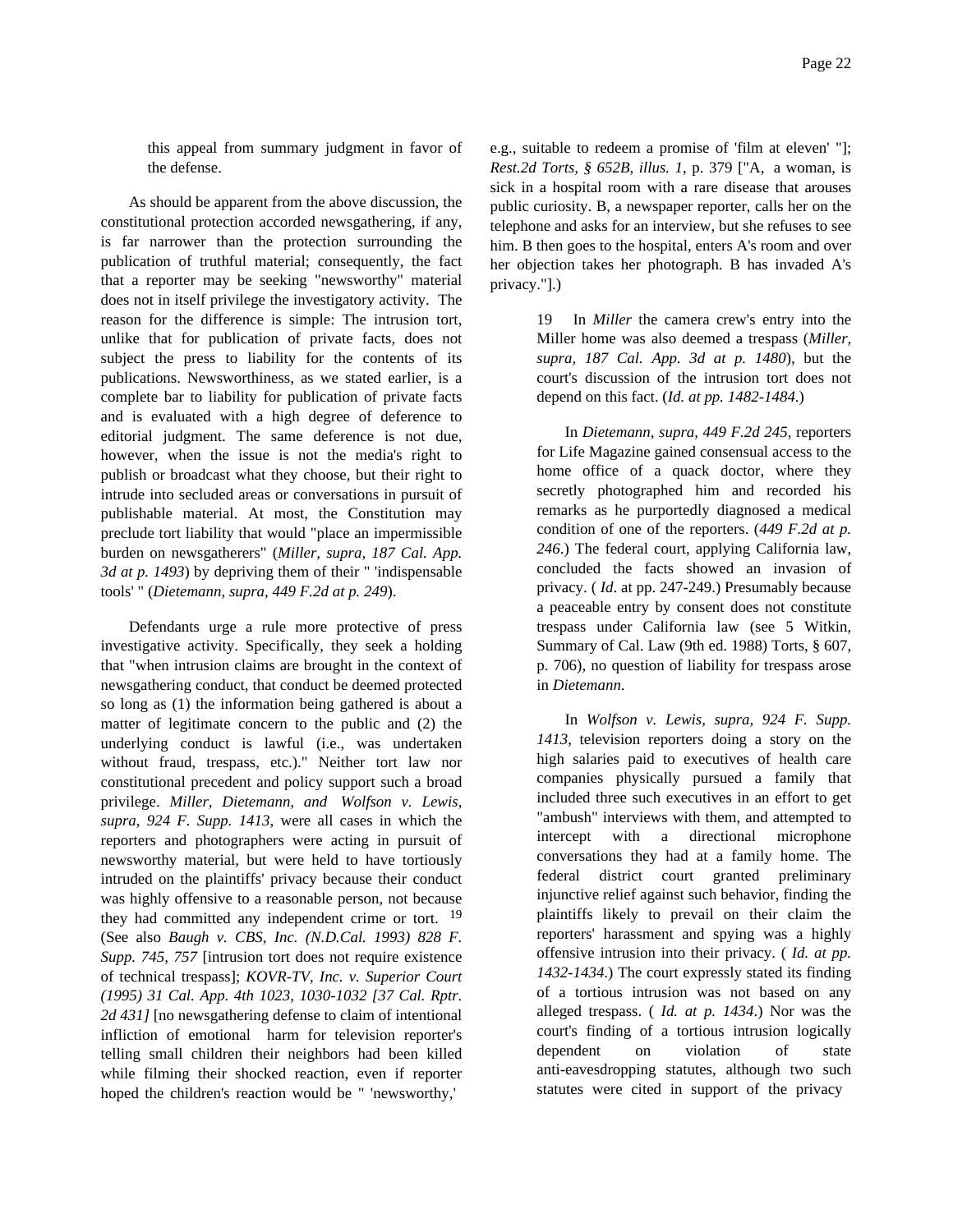this appeal from summary judgment in favor of the defense.

As should be apparent from the above discussion, the constitutional protection accorded newsgathering, if any, is far narrower than the protection surrounding the publication of truthful material; consequently, the fact that a reporter may be seeking "newsworthy" material does not in itself privilege the investigatory activity. The reason for the difference is simple: The intrusion tort, unlike that for publication of private facts, does not subject the press to liability for the contents of its publications. Newsworthiness, as we stated earlier, is a complete bar to liability for publication of private facts and is evaluated with a high degree of deference to editorial judgment. The same deference is not due, however, when the issue is not the media's right to publish or broadcast what they choose, but their right to intrude into secluded areas or conversations in pursuit of publishable material. At most, the Constitution may preclude tort liability that would "place an impermissible burden on newsgatherers" (*Miller, supra, 187 Cal. App. 3d at p. 1493*) by depriving them of their " 'indispensable tools' " (*Dietemann, supra, 449 F.2d at p. 249*).

Defendants urge a rule more protective of press investigative activity. Specifically, they seek a holding that "when intrusion claims are brought in the context of newsgathering conduct, that conduct be deemed protected so long as (1) the information being gathered is about a matter of legitimate concern to the public and (2) the underlying conduct is lawful (i.e., was undertaken without fraud, trespass, etc.)." Neither tort law nor constitutional precedent and policy support such a broad privilege. *Miller, Dietemann, and Wolfson v. Lewis, supra, 924 F. Supp. 1413*, were all cases in which the reporters and photographers were acting in pursuit of newsworthy material, but were held to have tortiously intruded on the plaintiffs' privacy because their conduct was highly offensive to a reasonable person, not because they had committed any independent crime or tort. [19] (See also *Baugh v. CBS, Inc. (N.D.Cal. 1993) 828 F. Supp. 745, 757* [intrusion tort does not require existence of technical trespass]; *KOVR-TV, Inc. v. Superior Court (1995) 31 Cal. App. 4th 1023, 1030-1032 [37 Cal. Rptr. 2d 431]* [no newsgathering defense to claim of intentional infliction of emotional harm for television reporter's telling small children their neighbors had been killed while filming their shocked reaction, even if reporter hoped the children's reaction would be " 'newsworthy,' e.g., suitable to redeem a promise of 'film at eleven' "]; *Rest.2d Torts, § 652B, illus. 1*, p. 379 ["A, a woman, is sick in a hospital room with a rare disease that arouses public curiosity. B, a newspaper reporter, calls her on the telephone and asks for an interview, but she refuses to see him. B then goes to the hospital, enters A's room and over her objection takes her photograph. B has invaded A's privacy."].)

> 19 In *Miller* the camera crew's entry into the Miller home was also deemed a trespass (*Miller, supra, 187 Cal. App. 3d at p. 1480*), but the court's discussion of the intrusion tort does not depend on this fact. (*Id. at pp. 1482-1484*.)
>
> In *Dietemann, supra, 449 F.2d 245*, reporters for Life Magazine gained consensual access to the home office of a quack doctor, where they secretly photographed him and recorded his remarks as he purportedly diagnosed a medical condition of one of the reporters. (*449 F.2d at p. 246*.) The federal court, applying California law, concluded the facts showed an invasion of privacy. ( *Id*. at pp. 247-249.) Presumably because a peaceable entry by consent does not constitute trespass under California law (see 5 Witkin, Summary of Cal. Law (9th ed. 1988) Torts, § 607, p. 706), no question of liability for trespass arose in *Dietemann.*
>
> In *Wolfson v. Lewis, supra, 924 F. Supp. 1413*, television reporters doing a story on the high salaries paid to executives of health care companies physically pursued a family that included three such executives in an effort to get "ambush" interviews with them, and attempted to intercept with a directional microphone conversations they had at a family home. The federal district court granted preliminary injunctive relief against such behavior, finding the plaintiffs likely to prevail on their claim the reporters' harassment and spying was a highly offensive intrusion into their privacy. ( *Id. at pp. 1432-1434*.) The court expressly stated its finding of a tortious intrusion was not based on any alleged trespass. ( *Id. at p. 1434*.) Nor was the court's finding of a tortious intrusion logically dependent on violation of state anti-eavesdropping statutes, although two such statutes were cited in support of the privacy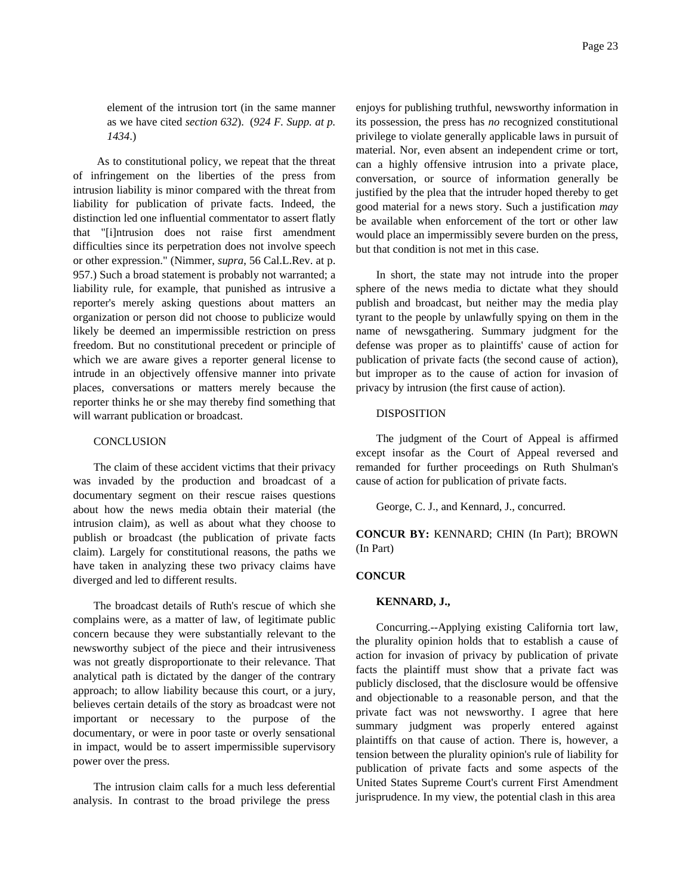element of the intrusion tort (in the same manner as we have cited *section 632*). (*924 F. Supp. at p. 1434*.)

As to constitutional policy, we repeat that the threat of infringement on the liberties of the press from intrusion liability is minor compared with the threat from liability for publication of private facts. Indeed, the distinction led one influential commentator to assert flatly that "[i]ntrusion does not raise first amendment difficulties since its perpetration does not involve speech or other expression." (Nimmer, *supra*, 56 Cal.L.Rev. at p. 957.) Such a broad statement is probably not warranted; a liability rule, for example, that punished as intrusive a reporter's merely asking questions about matters an organization or person did not choose to publicize would likely be deemed an impermissible restriction on press freedom. But no constitutional precedent or principle of which we are aware gives a reporter general license to intrude in an objectively offensive manner into private places, conversations or matters merely because the reporter thinks he or she may thereby find something that will warrant publication or broadcast.

CONCLUSION

The claim of these accident victims that their privacy was invaded by the production and broadcast of a documentary segment on their rescue raises questions about how the news media obtain their material (the intrusion claim), as well as about what they choose to publish or broadcast (the publication of private facts claim). Largely for constitutional reasons, the paths we have taken in analyzing these two privacy claims have diverged and led to different results.

The broadcast details of Ruth's rescue of which she complains were, as a matter of law, of legitimate public concern because they were substantially relevant to the newsworthy subject of the piece and their intrusiveness was not greatly disproportionate to their relevance. That analytical path is dictated by the danger of the contrary approach; to allow liability because this court, or a jury, believes certain details of the story as broadcast were not important or necessary to the purpose of the documentary, or were in poor taste or overly sensational in impact, would be to assert impermissible supervisory power over the press.

The intrusion claim calls for a much less deferential analysis. In contrast to the broad privilege the press enjoys for publishing truthful, newsworthy information in its possession, the press has *no* recognized constitutional privilege to violate generally applicable laws in pursuit of material. Nor, even absent an independent crime or tort, can a highly offensive intrusion into a private place, conversation, or source of information generally be justified by the plea that the intruder hoped thereby to get good material for a news story. Such a justification *may* be available when enforcement of the tort or other law would place an impermissibly severe burden on the press, but that condition is not met in this case.

In short, the state may not intrude into the proper sphere of the news media to dictate what they should publish and broadcast, but neither may the media play tyrant to the people by unlawfully spying on them in the name of newsgathering. Summary judgment for the defense was proper as to plaintiffs' cause of action for publication of private facts (the second cause of action), but improper as to the cause of action for invasion of privacy by intrusion (the first cause of action).

DISPOSITION

The judgment of the Court of Appeal is affirmed except insofar as the Court of Appeal reversed and remanded for further proceedings on Ruth Shulman's cause of action for publication of private facts.

George, C. J., and Kennard, J., concurred.

**CONCUR BY:** KENNARD; CHIN (In Part); BROWN (In Part)

**CONCUR**

**KENNARD, J.,**

Concurring.--Applying existing California tort law, the plurality opinion holds that to establish a cause of action for invasion of privacy by publication of private facts the plaintiff must show that a private fact was publicly disclosed, that the disclosure would be offensive and objectionable to a reasonable person, and that the private fact was not newsworthy. I agree that here summary judgment was properly entered against plaintiffs on that cause of action. There is, however, a tension between the plurality opinion's rule of liability for publication of private facts and some aspects of the United States Supreme Court's current First Amendment jurisprudence. In my view, the potential clash in this area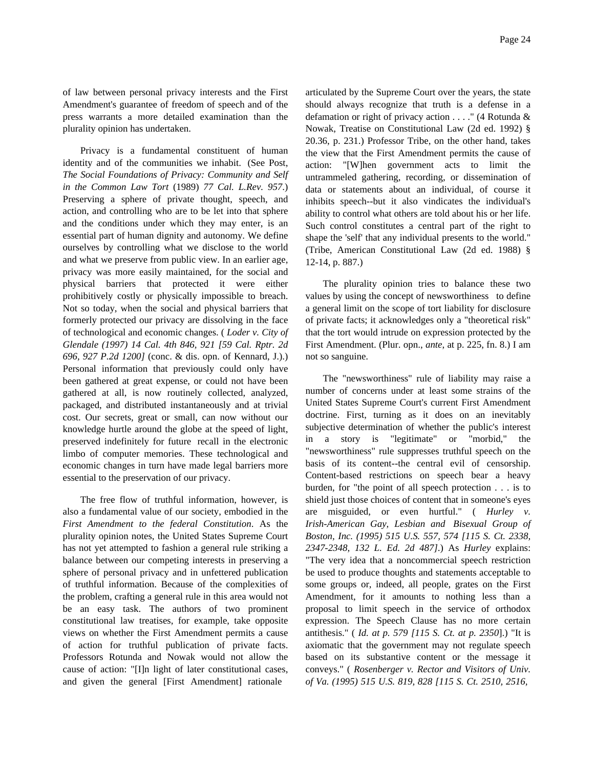of law between personal privacy interests and the First Amendment's guarantee of freedom of speech and of the press warrants a more detailed examination than the plurality opinion has undertaken.

Privacy is a fundamental constituent of human identity and of the communities we inhabit. (See Post, *The Social Foundations of Privacy: Community and Self in the Common Law Tort* (1989) *77 Cal. L.Rev. 957*.) Preserving a sphere of private thought, speech, and action, and controlling who are to be let into that sphere and the conditions under which they may enter, is an essential part of human dignity and autonomy. We define ourselves by controlling what we disclose to the world and what we preserve from public view. In an earlier age, privacy was more easily maintained, for the social and physical barriers that protected it were either prohibitively costly or physically impossible to breach. Not so today, when the social and physical barriers that formerly protected our privacy are dissolving in the face of technological and economic changes. ( *Loder v. City of Glendale (1997) 14 Cal. 4th 846, 921 [59 Cal. Rptr. 2d 696, 927 P.2d 1200]* (conc. & dis. opn. of Kennard, J.).) Personal information that previously could only have been gathered at great expense, or could not have been gathered at all, is now routinely collected, analyzed, packaged, and distributed instantaneously and at trivial cost. Our secrets, great or small, can now without our knowledge hurtle around the globe at the speed of light, preserved indefinitely for future recall in the electronic limbo of computer memories. These technological and economic changes in turn have made legal barriers more essential to the preservation of our privacy.

The free flow of truthful information, however, is also a fundamental value of our society, embodied in the *First Amendment to the federal Constitution*. As the plurality opinion notes, the United States Supreme Court has not yet attempted to fashion a general rule striking a balance between our competing interests in preserving a sphere of personal privacy and in unfettered publication of truthful information. Because of the complexities of the problem, crafting a general rule in this area would not be an easy task. The authors of two prominent constitutional law treatises, for example, take opposite views on whether the First Amendment permits a cause of action for truthful publication of private facts. Professors Rotunda and Nowak would not allow the cause of action: "[I]n light of later constitutional cases, and given the general [First Amendment] rationale articulated by the Supreme Court over the years, the state should always recognize that truth is a defense in a defamation or right of privacy action . . . ." (4 Rotunda & Nowak, Treatise on Constitutional Law (2d ed. 1992) § 20.36, p. 231.) Professor Tribe, on the other hand, takes the view that the First Amendment permits the cause of action: "[W]hen government acts to limit the untrammeled gathering, recording, or dissemination of data or statements about an individual, of course it inhibits speech--but it also vindicates the individual's ability to control what others are told about his or her life. Such control constitutes a central part of the right to shape the 'self' that any individual presents to the world." (Tribe, American Constitutional Law (2d ed. 1988) § 12-14, p. 887.)

The plurality opinion tries to balance these two values by using the concept of newsworthiness to define a general limit on the scope of tort liability for disclosure of private facts; it acknowledges only a "theoretical risk" that the tort would intrude on expression protected by the First Amendment. (Plur. opn., *ante*, at p. 225, fn. 8.) I am not so sanguine.

The "newsworthiness" rule of liability may raise a number of concerns under at least some strains of the United States Supreme Court's current First Amendment doctrine. First, turning as it does on an inevitably subjective determination of whether the public's interest in a story is "legitimate" or "morbid," the "newsworthiness" rule suppresses truthful speech on the basis of its content--the central evil of censorship. Content-based restrictions on speech bear a heavy burden, for "the point of all speech protection . . . is to shield just those choices of content that in someone's eyes are misguided, or even hurtful." ( *Hurley v. Irish-American Gay, Lesbian and Bisexual Group of Boston, Inc. (1995) 515 U.S. 557, 574 [115 S. Ct. 2338, 2347-2348, 132 L. Ed. 2d 487]*.) As *Hurley* explains: "The very idea that a noncommercial speech restriction be used to produce thoughts and statements acceptable to some groups or, indeed, all people, grates on the First Amendment, for it amounts to nothing less than a proposal to limit speech in the service of orthodox expression. The Speech Clause has no more certain antithesis." ( *Id. at p. 579 [115 S. Ct. at p. 2350]*.) "It is axiomatic that the government may not regulate speech based on its substantive content or the message it conveys." ( *Rosenberger v. Rector and Visitors of Univ. of Va. (1995) 515 U.S. 819, 828 [115 S. Ct. 2510, 2516,*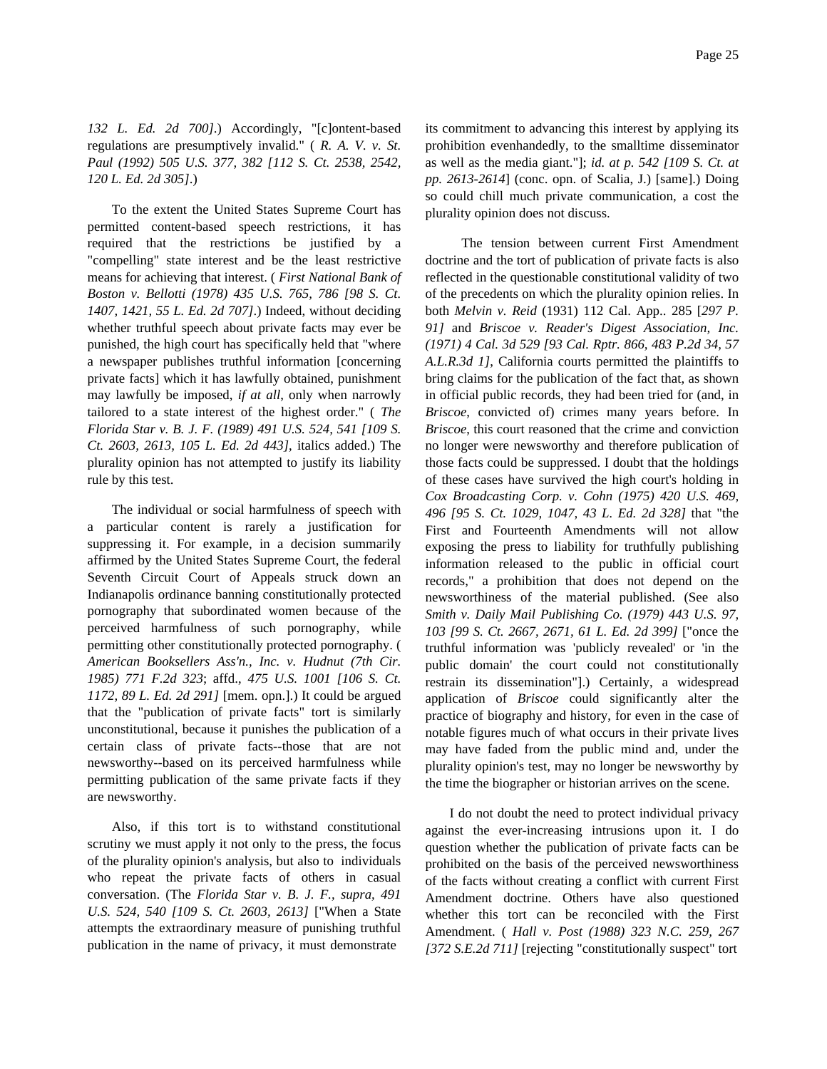*132 L. Ed. 2d 700]*.) Accordingly, "[c]ontent-based regulations are presumptively invalid." ( *R. A. V. v. St. Paul (1992) 505 U.S. 377, 382 [112 S. Ct. 2538, 2542, 120 L. Ed. 2d 305]*.)

To the extent the United States Supreme Court has permitted content-based speech restrictions, it has required that the restrictions be justified by a "compelling" state interest and be the least restrictive means for achieving that interest. ( *First National Bank of Boston v. Bellotti (1978) 435 U.S. 765, 786 [98 S. Ct. 1407, 1421, 55 L. Ed. 2d 707]*.) Indeed, without deciding whether truthful speech about private facts may ever be punished, the high court has specifically held that "where a newspaper publishes truthful information [concerning private facts] which it has lawfully obtained, punishment may lawfully be imposed, *if at all*, only when narrowly tailored to a state interest of the highest order." ( *The Florida Star v. B. J. F. (1989) 491 U.S. 524, 541 [109 S. Ct. 2603, 2613, 105 L. Ed. 2d 443]*, italics added.) The plurality opinion has not attempted to justify its liability rule by this test.

The individual or social harmfulness of speech with a particular content is rarely a justification for suppressing it. For example, in a decision summarily affirmed by the United States Supreme Court, the federal Seventh Circuit Court of Appeals struck down an Indianapolis ordinance banning constitutionally protected pornography that subordinated women because of the perceived harmfulness of such pornography, while permitting other constitutionally protected pornography. ( *American Booksellers Ass'n., Inc. v. Hudnut (7th Cir. 1985) 771 F.2d 323*; affd., *475 U.S. 1001 [106 S. Ct. 1172, 89 L. Ed. 2d 291]* [mem. opn.].) It could be argued that the "publication of private facts" tort is similarly unconstitutional, because it punishes the publication of a certain class of private facts--those that are not newsworthy--based on its perceived harmfulness while permitting publication of the same private facts if they are newsworthy.

Also, if this tort is to withstand constitutional scrutiny we must apply it not only to the press, the focus of the plurality opinion's analysis, but also to individuals who repeat the private facts of others in casual conversation. (The *Florida Star v. B. J. F., supra, 491 U.S. 524, 540 [109 S. Ct. 2603, 2613]* ["When a State attempts the extraordinary measure of punishing truthful publication in the name of privacy, it must demonstrate its commitment to advancing this interest by applying its prohibition evenhandedly, to the smalltime disseminator as well as the media giant."]; *id. at p. 542 [109 S. Ct. at pp. 2613-2614*] (conc. opn. of Scalia, J.) [same].) Doing so could chill much private communication, a cost the plurality opinion does not discuss.

The tension between current First Amendment doctrine and the tort of publication of private facts is also reflected in the questionable constitutional validity of two of the precedents on which the plurality opinion relies. In both *Melvin v. Reid* (1931) 112 Cal. App.. 285 [*297 P. 91]* and *Briscoe v. Reader's Digest Association, Inc. (1971) 4 Cal. 3d 529 [93 Cal. Rptr. 866, 483 P.2d 34, 57 A.L.R.3d 1]*, California courts permitted the plaintiffs to bring claims for the publication of the fact that, as shown in official public records, they had been tried for (and, in *Briscoe*, convicted of) crimes many years before. In *Briscoe*, this court reasoned that the crime and conviction no longer were newsworthy and therefore publication of those facts could be suppressed. I doubt that the holdings of these cases have survived the high court's holding in *Cox Broadcasting Corp. v. Cohn (1975) 420 U.S. 469, 496 [95 S. Ct. 1029, 1047, 43 L. Ed. 2d 328]* that "the First and Fourteenth Amendments will not allow exposing the press to liability for truthfully publishing information released to the public in official court records," a prohibition that does not depend on the newsworthiness of the material published. (See also *Smith v. Daily Mail Publishing Co. (1979) 443 U.S. 97, 103 [99 S. Ct. 2667, 2671, 61 L. Ed. 2d 399]* ["once the truthful information was 'publicly revealed' or 'in the public domain' the court could not constitutionally restrain its dissemination"].) Certainly, a widespread application of *Briscoe* could significantly alter the practice of biography and history, for even in the case of notable figures much of what occurs in their private lives may have faded from the public mind and, under the plurality opinion's test, may no longer be newsworthy by the time the biographer or historian arrives on the scene.

I do not doubt the need to protect individual privacy against the ever-increasing intrusions upon it. I do question whether the publication of private facts can be prohibited on the basis of the perceived newsworthiness of the facts without creating a conflict with current First Amendment doctrine. Others have also questioned whether this tort can be reconciled with the First Amendment. ( *Hall v. Post (1988) 323 N.C. 259, 267 [372 S.E.2d 711]* [rejecting "constitutionally suspect" tort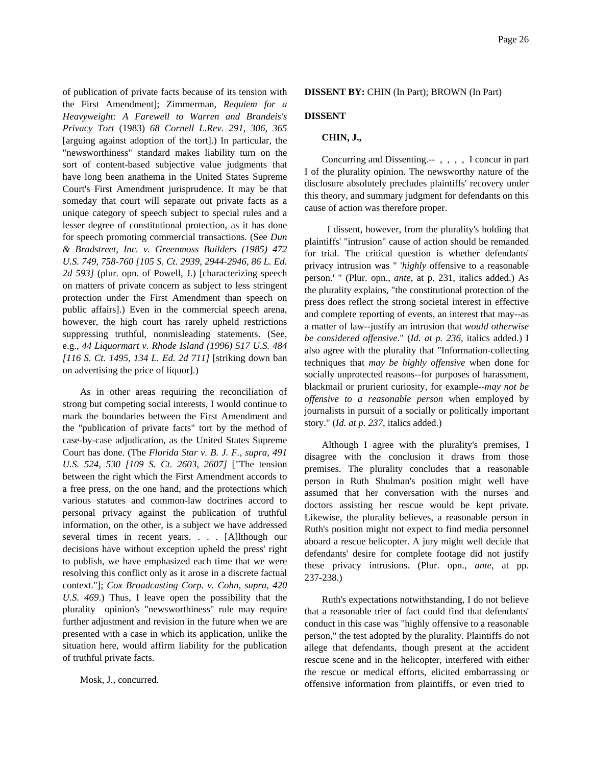of publication of private facts because of its tension with the First Amendment]; Zimmerman, *Requiem for a Heavyweight: A Farewell to Warren and Brandeis's Privacy Tort* (1983) *68 Cornell L.Rev. 291, 306, 365* [arguing against adoption of the tort].) In particular, the "newsworthiness" standard makes liability turn on the sort of content-based subjective value judgments that have long been anathema in the United States Supreme Court's First Amendment jurisprudence. It may be that someday that court will separate out private facts as a unique category of speech subject to special rules and a lesser degree of constitutional protection, as it has done for speech promoting commercial transactions. (See *Dun & Bradstreet, Inc. v. Greenmoss Builders (1985) 472 U.S. 749, 758-760 [105 S. Ct. 2939, 2944-2946, 86 L. Ed. 2d 593]* (plur. opn. of Powell, J.) [characterizing speech on matters of private concern as subject to less stringent protection under the First Amendment than speech on public affairs].) Even in the commercial speech arena, however, the high court has rarely upheld restrictions suppressing truthful, nonmisleading statements. (See, e.g., *44 Liquormart v. Rhode Island (1996) 517 U.S. 484 [116 S. Ct. 1495, 134 L. Ed. 2d 711]* [striking down ban on advertising the price of liquor].)

As in other areas requiring the reconciliation of strong but competing social interests, I would continue to mark the boundaries between the First Amendment and the "publication of private facts" tort by the method of case-by-case adjudication, as the United States Supreme Court has done. (The *Florida Star v. B. J. F., supra, 491 U.S. 524, 530 [109 S. Ct. 2603, 2607]* ["The tension between the right which the First Amendment accords to a free press, on the one hand, and the protections which various statutes and common-law doctrines accord to personal privacy against the publication of truthful information, on the other, is a subject we have addressed several times in recent years. . . . [A]lthough our decisions have without exception upheld the press' right to publish, we have emphasized each time that we were resolving this conflict only as it arose in a discrete factual context."]; *Cox Broadcasting Corp. v. Cohn, supra, 420 U.S. 469*.) Thus, I leave open the possibility that the plurality opinion's "newsworthiness" rule may require further adjustment and revision in the future when we are presented with a case in which its application, unlike the situation here, would affirm liability for the publication of truthful private facts.

Mosk, J., concurred.

**DISSENT BY:** CHIN (In Part); BROWN (In Part)

**DISSENT**

**CHIN, J.,**

Concurring and Dissenting.-- , , , , I concur in part I of the plurality opinion. The newsworthy nature of the disclosure absolutely precludes plaintiffs' recovery under this theory, and summary judgment for defendants on this cause of action was therefore proper.

I dissent, however, from the plurality's holding that plaintiffs' "intrusion" cause of action should be remanded for trial. The critical question is whether defendants' privacy intrusion was " '*highly* offensive to a reasonable person.' " (Plur. opn., *ante*, at p. 231, italics added.) As the plurality explains, "the constitutional protection of the press does reflect the strong societal interest in effective and complete reporting of events, an interest that may--as a matter of law--justify an intrusion that *would otherwise be considered offensive*." (*Id. at p. 236*, italics added.) I also agree with the plurality that "Information-collecting techniques that *may be highly offensive* when done for socially unprotected reasons--for purposes of harassment, blackmail or prurient curiosity, for example--*may not be offensive to a reasonable person* when employed by journalists in pursuit of a socially or politically important story." (*Id. at p. 237*, italics added.)

Although I agree with the plurality's premises, I disagree with the conclusion it draws from those premises. The plurality concludes that a reasonable person in Ruth Shulman's position might well have assumed that her conversation with the nurses and doctors assisting her rescue would be kept private. Likewise, the plurality believes, a reasonable person in Ruth's position might not expect to find media personnel aboard a rescue helicopter. A jury might well decide that defendants' desire for complete footage did not justify these privacy intrusions. (Plur. opn., *ante*, at pp. 237-238.)

Ruth's expectations notwithstanding, I do not believe that a reasonable trier of fact could find that defendants' conduct in this case was "highly offensive to a reasonable person," the test adopted by the plurality. Plaintiffs do not allege that defendants, though present at the accident rescue scene and in the helicopter, interfered with either the rescue or medical efforts, elicited embarrassing or offensive information from plaintiffs, or even tried to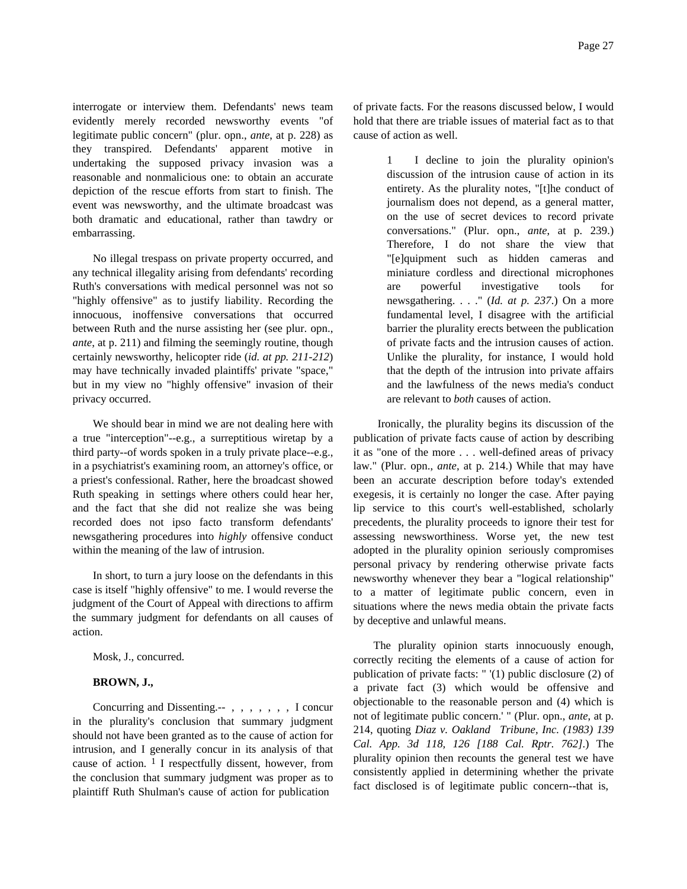interrogate or interview them. Defendants' news team evidently merely recorded newsworthy events "of legitimate public concern" (plur. opn., *ante*, at p. 228) as they transpired. Defendants' apparent motive in undertaking the supposed privacy invasion was a reasonable and nonmalicious one: to obtain an accurate depiction of the rescue efforts from start to finish. The event was newsworthy, and the ultimate broadcast was both dramatic and educational, rather than tawdry or embarrassing.

No illegal trespass on private property occurred, and any technical illegality arising from defendants' recording Ruth's conversations with medical personnel was not so "highly offensive" as to justify liability. Recording the innocuous, inoffensive conversations that occurred between Ruth and the nurse assisting her (see plur. opn., *ante*, at p. 211) and filming the seemingly routine, though certainly newsworthy, helicopter ride (*id. at pp. 211-212*) may have technically invaded plaintiffs' private "space," but in my view no "highly offensive" invasion of their privacy occurred.

We should bear in mind we are not dealing here with a true "interception"--e.g., a surreptitious wiretap by a third party--of words spoken in a truly private place--e.g., in a psychiatrist's examining room, an attorney's office, or a priest's confessional. Rather, here the broadcast showed Ruth speaking in settings where others could hear her, and the fact that she did not realize she was being recorded does not ipso facto transform defendants' newsgathering procedures into *highly* offensive conduct within the meaning of the law of intrusion.

In short, to turn a jury loose on the defendants in this case is itself "highly offensive" to me. I would reverse the judgment of the Court of Appeal with directions to affirm the summary judgment for defendants on all causes of action.

Mosk, J., concurred.

**BROWN, J.,**

Concurring and Dissenting.-- , , , , , , , , I concur in the plurality's conclusion that summary judgment should not have been granted as to the cause of action for intrusion, and I generally concur in its analysis of that cause of action. [1] I respectfully dissent, however, from the conclusion that summary judgment was proper as to plaintiff Ruth Shulman's cause of action for publication of private facts. For the reasons discussed below, I would hold that there are triable issues of material fact as to that cause of action as well.

> 1 I decline to join the plurality opinion's discussion of the intrusion cause of action in its entirety. As the plurality notes, "[t]he conduct of journalism does not depend, as a general matter, on the use of secret devices to record private conversations." (Plur. opn., *ante*, at p. 239.) Therefore, I do not share the view that "[e]quipment such as hidden cameras and miniature cordless and directional microphones are powerful investigative tools for newsgathering. . . ." (*Id. at p. 237*.) On a more fundamental level, I disagree with the artificial barrier the plurality erects between the publication of private facts and the intrusion causes of action. Unlike the plurality, for instance, I would hold that the depth of the intrusion into private affairs and the lawfulness of the news media's conduct are relevant to *both* causes of action.

Ironically, the plurality begins its discussion of the publication of private facts cause of action by describing it as "one of the more . . . well-defined areas of privacy law." (Plur. opn., *ante*, at p. 214.) While that may have been an accurate description before today's extended exegesis, it is certainly no longer the case. After paying lip service to this court's well-established, scholarly precedents, the plurality proceeds to ignore their test for assessing newsworthiness. Worse yet, the new test adopted in the plurality opinion seriously compromises personal privacy by rendering otherwise private facts newsworthy whenever they bear a "logical relationship" to a matter of legitimate public concern, even in situations where the news media obtain the private facts by deceptive and unlawful means.

The plurality opinion starts innocuously enough, correctly reciting the elements of a cause of action for publication of private facts: " '(1) public disclosure (2) of a private fact (3) which would be offensive and objectionable to the reasonable person and (4) which is not of legitimate public concern.' " (Plur. opn., *ante*, at p. 214, quoting *Diaz v. Oakland Tribune, Inc. (1983) 139 Cal. App. 3d 118, 126 [188 Cal. Rptr. 762]*.) The plurality opinion then recounts the general test we have consistently applied in determining whether the private fact disclosed is of legitimate public concern--that is,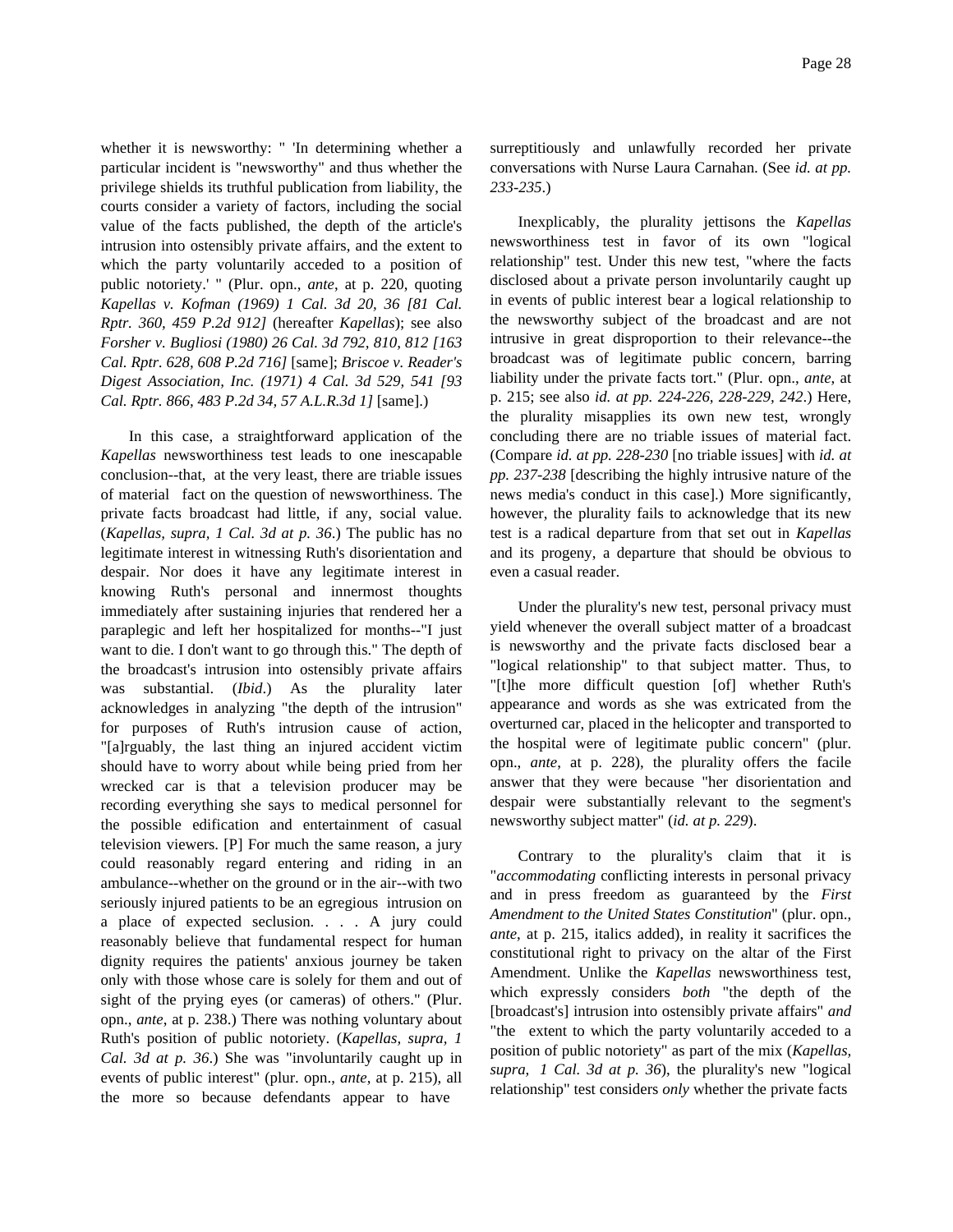whether it is newsworthy: " 'In determining whether a particular incident is "newsworthy" and thus whether the privilege shields its truthful publication from liability, the courts consider a variety of factors, including the social value of the facts published, the depth of the article's intrusion into ostensibly private affairs, and the extent to which the party voluntarily acceded to a position of public notoriety.' " (Plur. opn., *ante*, at p. 220, quoting *Kapellas v. Kofman (1969) 1 Cal. 3d 20, 36 [81 Cal. Rptr. 360, 459 P.2d 912]* (hereafter *Kapellas*); see also *Forsher v. Bugliosi (1980) 26 Cal. 3d 792, 810, 812 [163 Cal. Rptr. 628, 608 P.2d 716]* [same]; *Briscoe v. Reader's Digest Association, Inc. (1971) 4 Cal. 3d 529, 541 [93 Cal. Rptr. 866, 483 P.2d 34, 57 A.L.R.3d 1]* [same].)

In this case, a straightforward application of the *Kapellas* newsworthiness test leads to one inescapable conclusion--that, at the very least, there are triable issues of material fact on the question of newsworthiness. The private facts broadcast had little, if any, social value. (*Kapellas, supra, 1 Cal. 3d at p. 36*.) The public has no legitimate interest in witnessing Ruth's disorientation and despair. Nor does it have any legitimate interest in knowing Ruth's personal and innermost thoughts immediately after sustaining injuries that rendered her a paraplegic and left her hospitalized for months--"I just want to die. I don't want to go through this." The depth of the broadcast's intrusion into ostensibly private affairs was substantial. (*Ibid*.) As the plurality later acknowledges in analyzing "the depth of the intrusion" for purposes of Ruth's intrusion cause of action, "[a]rguably, the last thing an injured accident victim should have to worry about while being pried from her wrecked car is that a television producer may be recording everything she says to medical personnel for the possible edification and entertainment of casual television viewers. [P] For much the same reason, a jury could reasonably regard entering and riding in an ambulance--whether on the ground or in the air--with two seriously injured patients to be an egregious intrusion on a place of expected seclusion. . . . A jury could reasonably believe that fundamental respect for human dignity requires the patients' anxious journey be taken only with those whose care is solely for them and out of sight of the prying eyes (or cameras) of others." (Plur. opn., *ante*, at p. 238.) There was nothing voluntary about Ruth's position of public notoriety. (*Kapellas, supra, 1 Cal. 3d at p. 36*.) She was "involuntarily caught up in events of public interest" (plur. opn., *ante*, at p. 215), all the more so because defendants appear to have surreptitiously and unlawfully recorded her private conversations with Nurse Laura Carnahan. (See *id. at pp. 233-235*.)

Inexplicably, the plurality jettisons the *Kapellas* newsworthiness test in favor of its own "logical relationship" test. Under this new test, "where the facts disclosed about a private person involuntarily caught up in events of public interest bear a logical relationship to the newsworthy subject of the broadcast and are not intrusive in great disproportion to their relevance--the broadcast was of legitimate public concern, barring liability under the private facts tort." (Plur. opn., *ante*, at p. 215; see also *id. at pp. 224-226, 228-229, 242*.) Here, the plurality misapplies its own new test, wrongly concluding there are no triable issues of material fact. (Compare *id. at pp. 228-230* [no triable issues] with *id. at pp. 237-238* [describing the highly intrusive nature of the news media's conduct in this case].) More significantly, however, the plurality fails to acknowledge that its new test is a radical departure from that set out in *Kapellas* and its progeny, a departure that should be obvious to even a casual reader.

Under the plurality's new test, personal privacy must yield whenever the overall subject matter of a broadcast is newsworthy and the private facts disclosed bear a "logical relationship" to that subject matter. Thus, to "[t]he more difficult question [of] whether Ruth's appearance and words as she was extricated from the overturned car, placed in the helicopter and transported to the hospital were of legitimate public concern" (plur. opn., *ante*, at p. 228), the plurality offers the facile answer that they were because "her disorientation and despair were substantially relevant to the segment's newsworthy subject matter" (*id. at p. 229*).

Contrary to the plurality's claim that it is "*accommodating* conflicting interests in personal privacy and in press freedom as guaranteed by the *First Amendment to the United States Constitution*" (plur. opn., *ante*, at p. 215, italics added), in reality it sacrifices the constitutional right to privacy on the altar of the First Amendment. Unlike the *Kapellas* newsworthiness test, which expressly considers *both* "the depth of the [broadcast's] intrusion into ostensibly private affairs" *and* "the extent to which the party voluntarily acceded to a position of public notoriety" as part of the mix (*Kapellas, supra, 1 Cal. 3d at p. 36*), the plurality's new "logical relationship" test considers *only* whether the private facts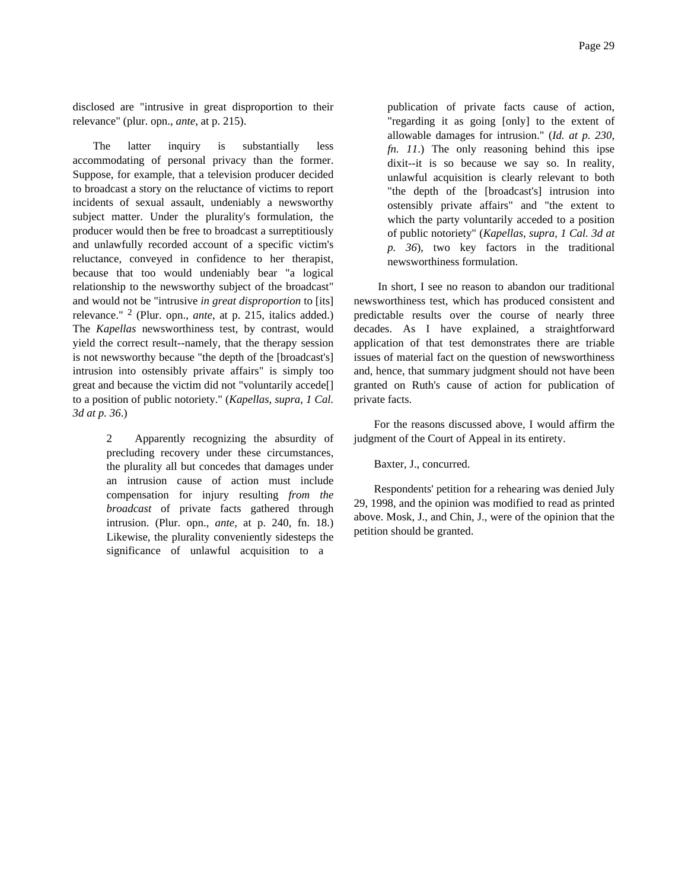disclosed are "intrusive in great disproportion to their relevance" (plur. opn., *ante*, at p. 215).

The latter inquiry is substantially less accommodating of personal privacy than the former. Suppose, for example, that a television producer decided to broadcast a story on the reluctance of victims to report incidents of sexual assault, undeniably a newsworthy subject matter. Under the plurality's formulation, the producer would then be free to broadcast a surreptitiously and unlawfully recorded account of a specific victim's reluctance, conveyed in confidence to her therapist, because that too would undeniably bear "a logical relationship to the newsworthy subject of the broadcast" and would not be "intrusive *in great disproportion* to [its] relevance." [2] (Plur. opn., *ante*, at p. 215, italics added.) The *Kapellas* newsworthiness test, by contrast, would yield the correct result--namely, that the therapy session is not newsworthy because "the depth of the [broadcast's] intrusion into ostensibly private affairs" is simply too great and because the victim did not "voluntarily accede[] to a position of public notoriety." (*Kapellas, supra, 1 Cal. 3d at p. 36*.)

> 2 Apparently recognizing the absurdity of precluding recovery under these circumstances, the plurality all but concedes that damages under an intrusion cause of action must include compensation for injury resulting *from the broadcast* of private facts gathered through intrusion. (Plur. opn., *ante*, at p. 240, fn. 18.) Likewise, the plurality conveniently sidesteps the significance of unlawful acquisition to a publication of private facts cause of action, "regarding it as going [only] to the extent of allowable damages for intrusion." (*Id. at p. 230, fn. 11*.) The only reasoning behind this ipse dixit--it is so because we say so. In reality, unlawful acquisition is clearly relevant to both "the depth of the [broadcast's] intrusion into ostensibly private affairs" and "the extent to which the party voluntarily acceded to a position of public notoriety" (*Kapellas, supra, 1 Cal. 3d at p. 36*), two key factors in the traditional newsworthiness formulation.

In short, I see no reason to abandon our traditional newsworthiness test, which has produced consistent and predictable results over the course of nearly three decades. As I have explained, a straightforward application of that test demonstrates there are triable issues of material fact on the question of newsworthiness and, hence, that summary judgment should not have been granted on Ruth's cause of action for publication of private facts.

For the reasons discussed above, I would affirm the judgment of the Court of Appeal in its entirety.

Baxter, J., concurred.

Respondents' petition for a rehearing was denied July 29, 1998, and the opinion was modified to read as printed above. Mosk, J., and Chin, J., were of the opinion that the petition should be granted.